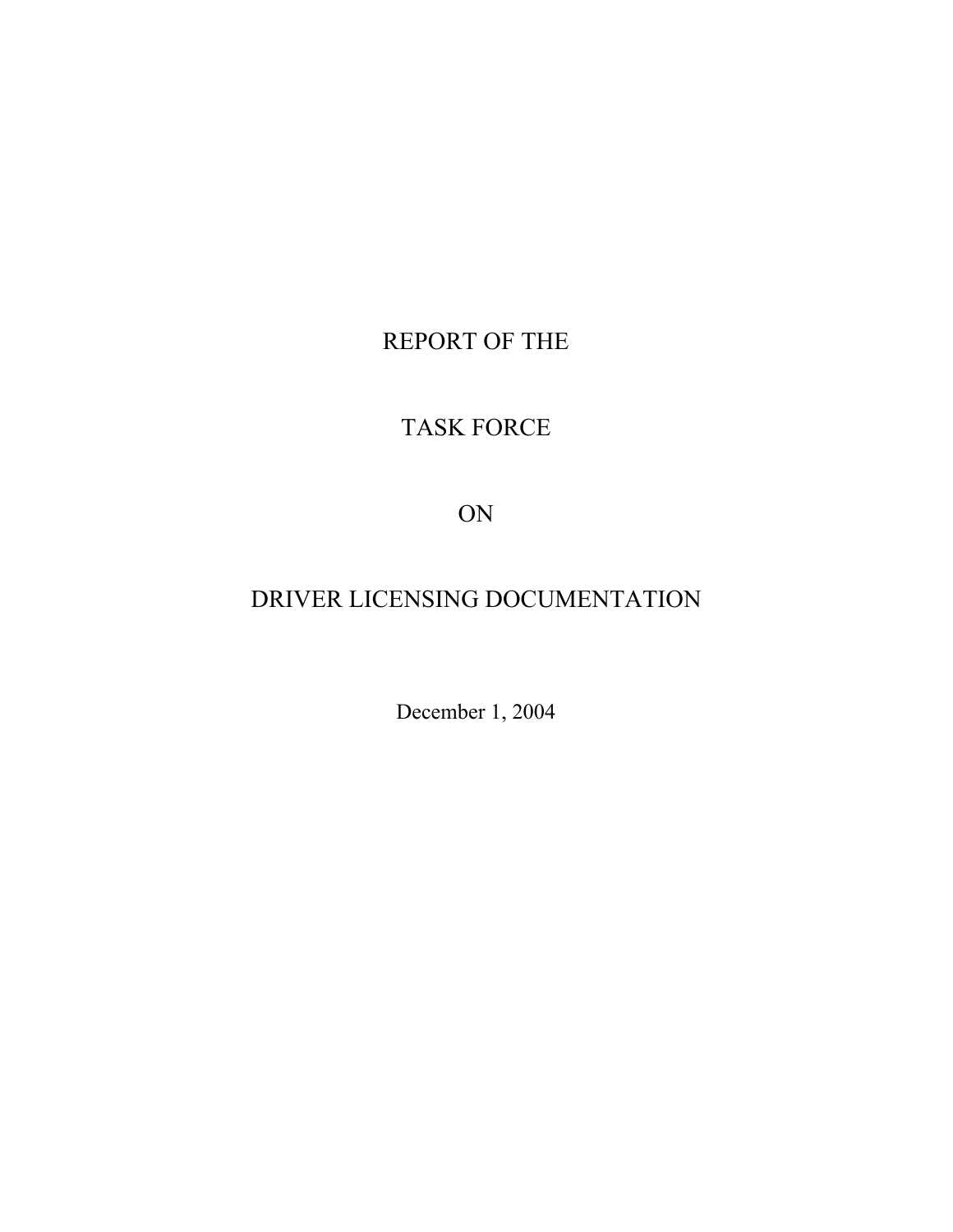# REPORT OF THE

# TASK FORCE

# ON

# DRIVER LICENSING DOCUMENTATION

December 1, 2004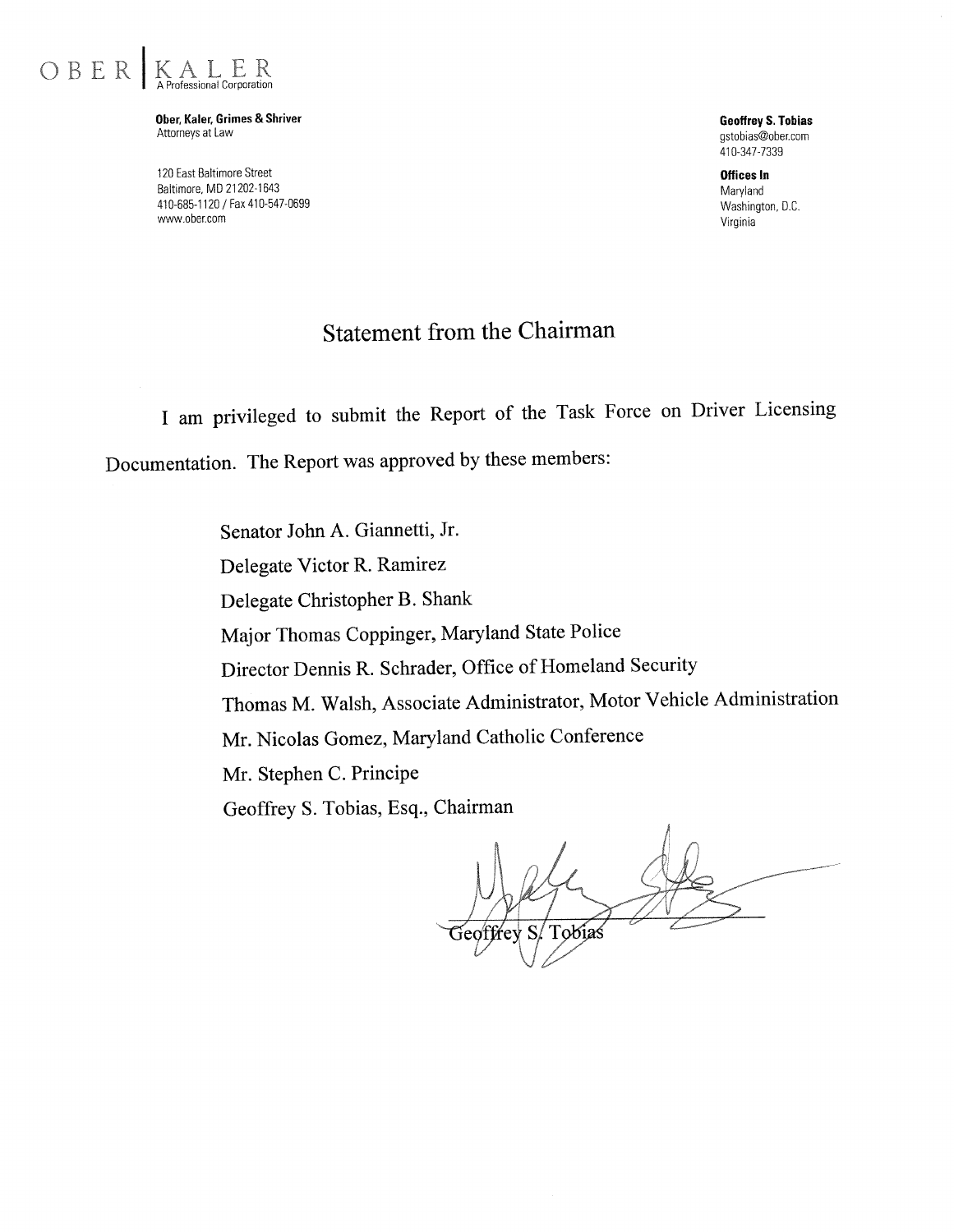OBER | KALER
A Professional Corporation

**Ober, Kaler, Grimes & Shriver**
Attorneys at Law

120 East Baltimore Street
Baltimore, MD 21202-1643
410-685-1120 / Fax 410-547-0699
www.ober.com

**Geoffrey S. Tobias**
gstobias@ober.com
410-347-7339

**Offices In**
Maryland
Washington, D.C.
Virginia

# Statement from the Chairman

I am privileged to submit the Report of the Task Force on Driver Licensing Documentation. The Report was approved by these members:

Senator John A. Giannetti, Jr.
Delegate Victor R. Ramirez
Delegate Christopher B. Shank
Major Thomas Coppinger, Maryland State Police
Director Dennis R. Schrader, Office of Homeland Security
Thomas M. Walsh, Associate Administrator, Motor Vehicle Administration
Mr. Nicolas Gomez, Maryland Catholic Conference
Mr. Stephen C. Principe
Geoffrey S. Tobias, Esq., Chairman

Geoffrey S. Tobias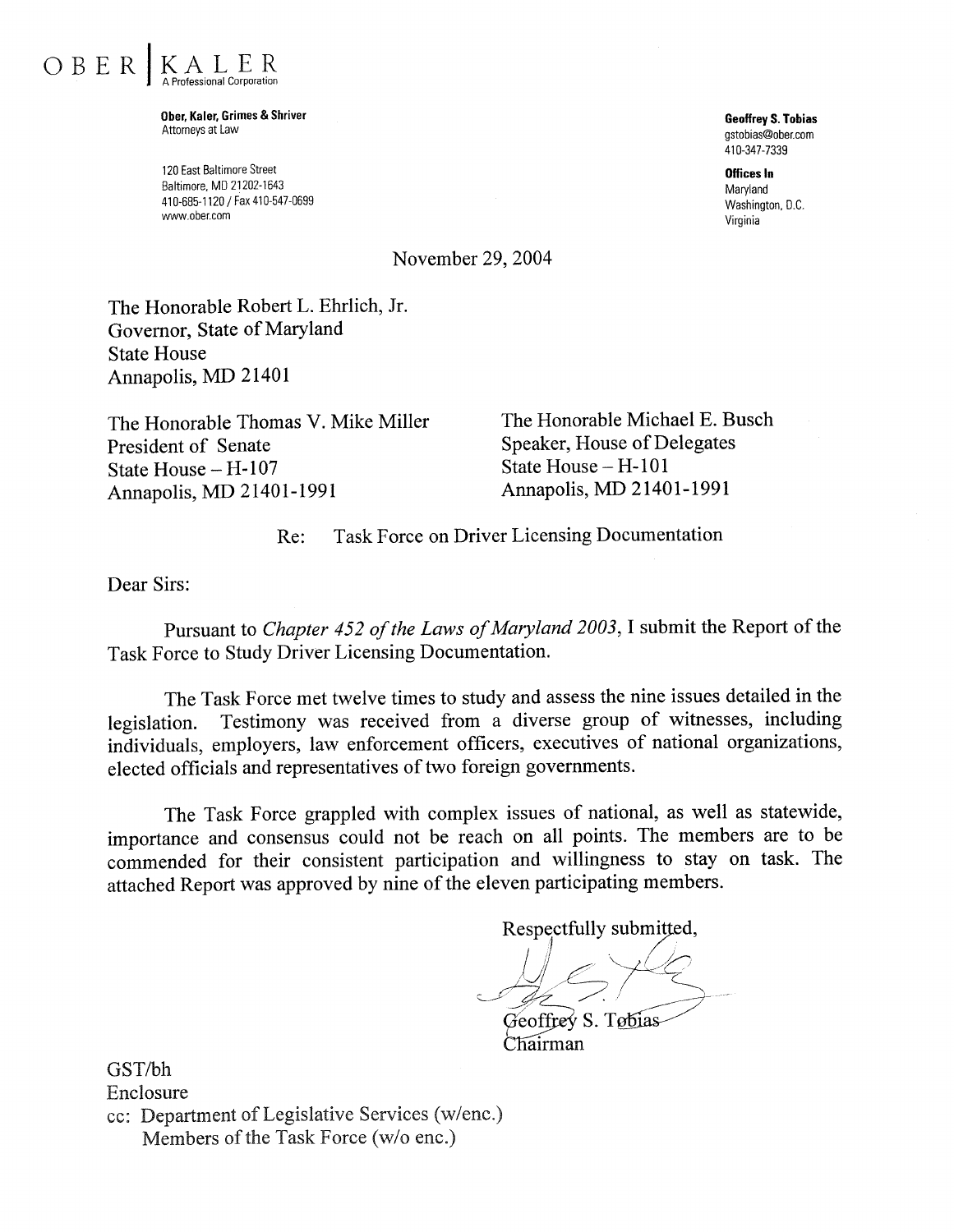OBER | KALER
A Professional Corporation

**Ober, Kaler, Grimes & Shriver**
Attorneys at Law

120 East Baltimore Street
Baltimore, MD 21202-1643
410-685-1120 / Fax 410-547-0699
www.ober.com

**Geoffrey S. Tobias**
gstobias@ober.com
410-347-7339

**Offices In**
Maryland
Washington, D.C.
Virginia

November 29, 2004

The Honorable Robert L. Ehrlich, Jr.
Governor, State of Maryland
State House
Annapolis, MD 21401

The Honorable Thomas V. Mike Miller
President of Senate
State House – H-107
Annapolis, MD 21401-1991

The Honorable Michael E. Busch
Speaker, House of Delegates
State House – H-101
Annapolis, MD 21401-1991

Re: Task Force on Driver Licensing Documentation

Dear Sirs:

Pursuant to *Chapter 452 of the Laws of Maryland 2003*, I submit the Report of the Task Force to Study Driver Licensing Documentation.

The Task Force met twelve times to study and assess the nine issues detailed in the legislation. Testimony was received from a diverse group of witnesses, including individuals, employers, law enforcement officers, executives of national organizations, elected officials and representatives of two foreign governments.

The Task Force grappled with complex issues of national, as well as statewide, importance and consensus could not be reach on all points. The members are to be commended for their consistent participation and willingness to stay on task. The attached Report was approved by nine of the eleven participating members.

Respectfully submitted,

Geoffrey S. Tobias
Chairman

GST/bh
Enclosure
cc: Department of Legislative Services (w/enc.)
Members of the Task Force (w/o enc.)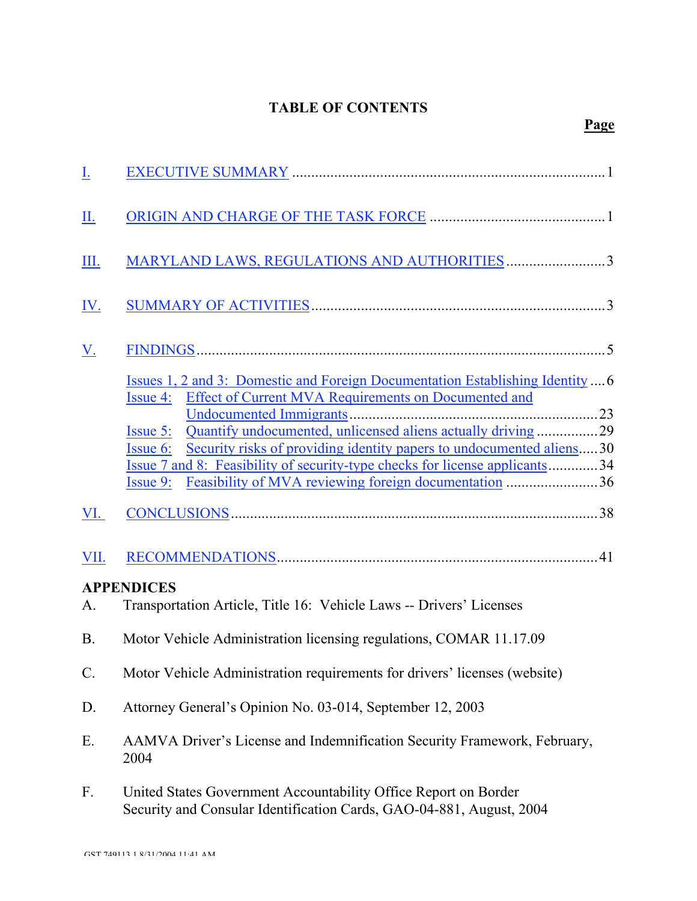# TABLE OF CONTENTS

| | | Page |
|---|---|---|
| I. | EXECUTIVE SUMMARY | 1 |
| II. | ORIGIN AND CHARGE OF THE TASK FORCE | 1 |
| III. | MARYLAND LAWS, REGULATIONS AND AUTHORITIES | 3 |
| IV. | SUMMARY OF ACTIVITIES | 3 |
| V. | FINDINGS | 5 |
| | Issues 1, 2 and 3: Domestic and Foreign Documentation Establishing Identity | 6 |
| | Issue 4: Effect of Current MVA Requirements on Documented and Undocumented Immigrants | 23 |
| | Issue 5: Quantify undocumented, unlicensed aliens actually driving | 29 |
| | Issue 6: Security risks of providing identity papers to undocumented aliens | 30 |
| | Issue 7 and 8: Feasibility of security-type checks for license applicants | 34 |
| | Issue 9: Feasibility of MVA reviewing foreign documentation | 36 |
| VI. | CONCLUSIONS | 38 |
| VII. | RECOMMENDATIONS | 41 |

**APPENDICES**

A. Transportation Article, Title 16: Vehicle Laws -- Drivers' Licenses

B. Motor Vehicle Administration licensing regulations, COMAR 11.17.09

C. Motor Vehicle Administration requirements for drivers' licenses (website)

D. Attorney General's Opinion No. 03-014, September 12, 2003

E. AAMVA Driver's License and Indemnification Security Framework, February, 2004

F. United States Government Accountability Office Report on Border Security and Consular Identification Cards, GAO-04-881, August, 2004

GST 749113.1 8/31/2004 11:41 AM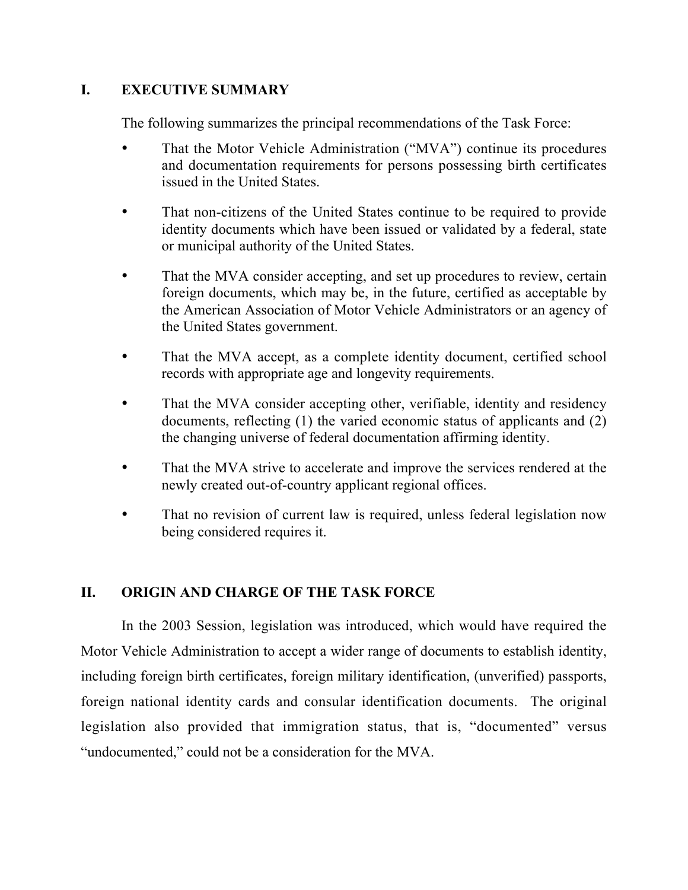## I. EXECUTIVE SUMMARY

The following summarizes the principal recommendations of the Task Force:

- That the Motor Vehicle Administration ("MVA") continue its procedures and documentation requirements for persons possessing birth certificates issued in the United States.
- That non-citizens of the United States continue to be required to provide identity documents which have been issued or validated by a federal, state or municipal authority of the United States.
- That the MVA consider accepting, and set up procedures to review, certain foreign documents, which may be, in the future, certified as acceptable by the American Association of Motor Vehicle Administrators or an agency of the United States government.
- That the MVA accept, as a complete identity document, certified school records with appropriate age and longevity requirements.
- That the MVA consider accepting other, verifiable, identity and residency documents, reflecting (1) the varied economic status of applicants and (2) the changing universe of federal documentation affirming identity.
- That the MVA strive to accelerate and improve the services rendered at the newly created out-of-country applicant regional offices.
- That no revision of current law is required, unless federal legislation now being considered requires it.

## II. ORIGIN AND CHARGE OF THE TASK FORCE

In the 2003 Session, legislation was introduced, which would have required the Motor Vehicle Administration to accept a wider range of documents to establish identity, including foreign birth certificates, foreign military identification, (unverified) passports, foreign national identity cards and consular identification documents. The original legislation also provided that immigration status, that is, "documented" versus "undocumented," could not be a consideration for the MVA.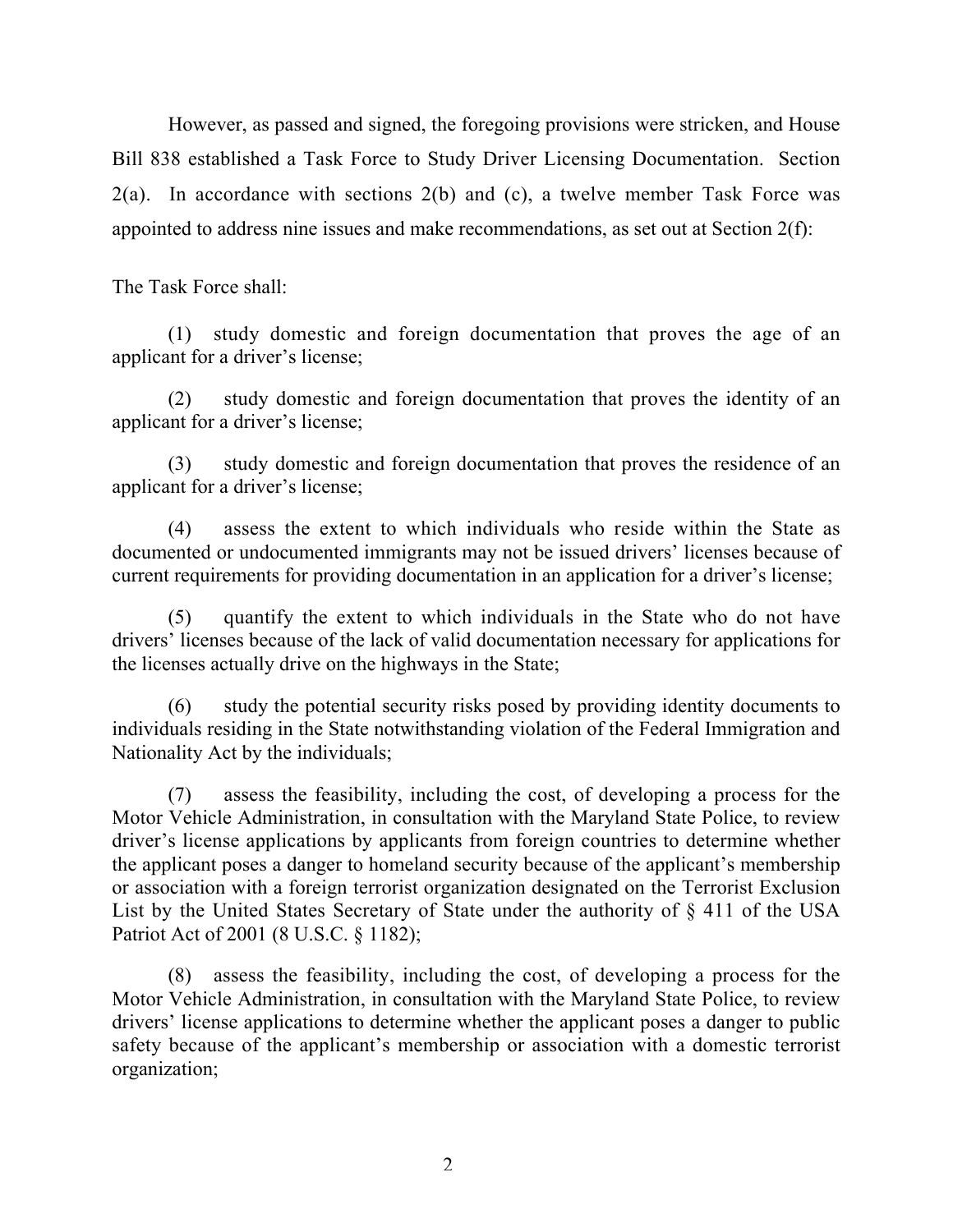However, as passed and signed, the foregoing provisions were stricken, and House Bill 838 established a Task Force to Study Driver Licensing Documentation. Section 2(a). In accordance with sections 2(b) and (c), a twelve member Task Force was appointed to address nine issues and make recommendations, as set out at Section 2(f):

The Task Force shall:

(1) study domestic and foreign documentation that proves the age of an applicant for a driver's license;

(2) study domestic and foreign documentation that proves the identity of an applicant for a driver's license;

(3) study domestic and foreign documentation that proves the residence of an applicant for a driver's license;

(4) assess the extent to which individuals who reside within the State as documented or undocumented immigrants may not be issued drivers' licenses because of current requirements for providing documentation in an application for a driver's license;

(5) quantify the extent to which individuals in the State who do not have drivers' licenses because of the lack of valid documentation necessary for applications for the licenses actually drive on the highways in the State;

(6) study the potential security risks posed by providing identity documents to individuals residing in the State notwithstanding violation of the Federal Immigration and Nationality Act by the individuals;

(7) assess the feasibility, including the cost, of developing a process for the Motor Vehicle Administration, in consultation with the Maryland State Police, to review driver's license applications by applicants from foreign countries to determine whether the applicant poses a danger to homeland security because of the applicant's membership or association with a foreign terrorist organization designated on the Terrorist Exclusion List by the United States Secretary of State under the authority of § 411 of the USA Patriot Act of 2001 (8 U.S.C. § 1182);

(8) assess the feasibility, including the cost, of developing a process for the Motor Vehicle Administration, in consultation with the Maryland State Police, to review drivers' license applications to determine whether the applicant poses a danger to public safety because of the applicant's membership or association with a domestic terrorist organization;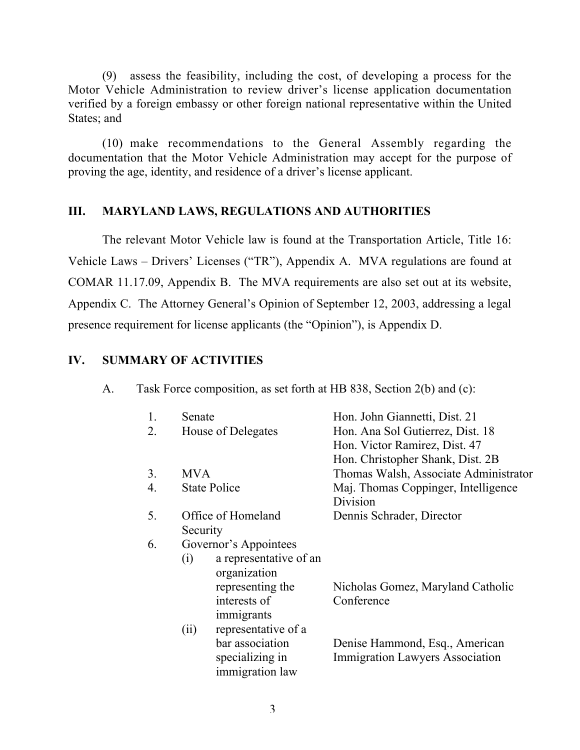(9) assess the feasibility, including the cost, of developing a process for the Motor Vehicle Administration to review driver's license application documentation verified by a foreign embassy or other foreign national representative within the United States; and

(10) make recommendations to the General Assembly regarding the documentation that the Motor Vehicle Administration may accept for the purpose of proving the age, identity, and residence of a driver's license applicant.

## III. MARYLAND LAWS, REGULATIONS AND AUTHORITIES

The relevant Motor Vehicle law is found at the Transportation Article, Title 16: Vehicle Laws – Drivers' Licenses ("TR"), Appendix A. MVA regulations are found at COMAR 11.17.09, Appendix B. The MVA requirements are also set out at its website, Appendix C. The Attorney General's Opinion of September 12, 2003, addressing a legal presence requirement for license applicants (the "Opinion"), is Appendix D.

## IV. SUMMARY OF ACTIVITIES

A. Task Force composition, as set forth at HB 838, Section 2(b) and (c):

| | | |
|---|---|---|
| 1. | Senate | Hon. John Giannetti, Dist. 21 |
| 2. | House of Delegates | Hon. Ana Sol Gutierrez, Dist. 18<br>Hon. Victor Ramirez, Dist. 47<br>Hon. Christopher Shank, Dist. 2B |
| 3. | MVA | Thomas Walsh, Associate Administrator |
| 4. | State Police | Maj. Thomas Coppinger, Intelligence Division |
| 5. | Office of Homeland Security | Dennis Schrader, Director |
| 6. | Governor's Appointees | |
| | (i) a representative of an organization representing the interests of immigrants | Nicholas Gomez, Maryland Catholic Conference |
| | (ii) representative of a bar association specializing in immigration law | Denise Hammond, Esq., American Immigration Lawyers Association |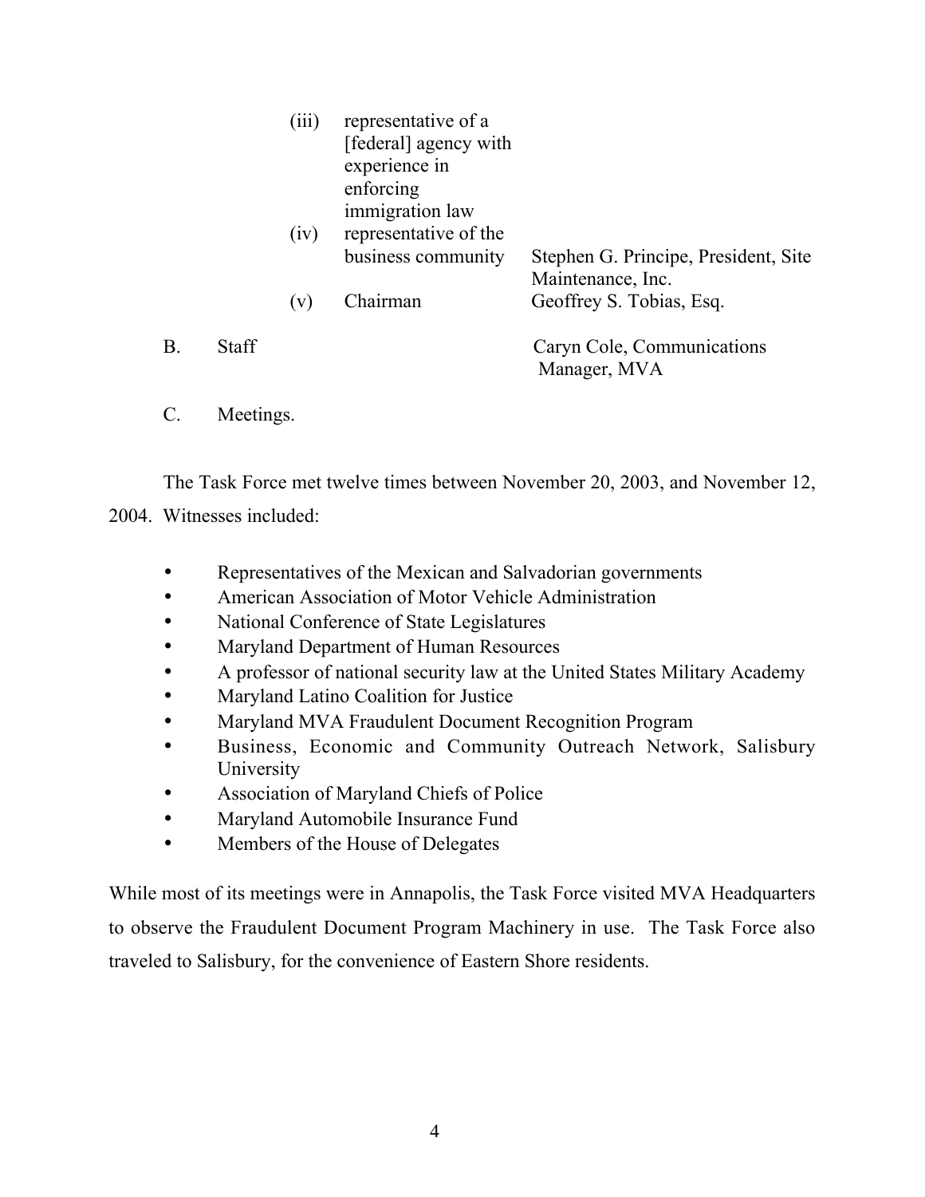| | | |
|---|---|---|
| (iii) | representative of a [federal] agency with experience in enforcing immigration law | |
| (iv) | representative of the business community | Stephen G. Principe, President, Site Maintenance, Inc. |
| (v) | Chairman | Geoffrey S. Tobias, Esq. |

B. Staff — Caryn Cole, Communications Manager, MVA

C. Meetings.

The Task Force met twelve times between November 20, 2003, and November 12, 2004. Witnesses included:

- Representatives of the Mexican and Salvadorian governments
- American Association of Motor Vehicle Administration
- National Conference of State Legislatures
- Maryland Department of Human Resources
- A professor of national security law at the United States Military Academy
- Maryland Latino Coalition for Justice
- Maryland MVA Fraudulent Document Recognition Program
- Business, Economic and Community Outreach Network, Salisbury University
- Association of Maryland Chiefs of Police
- Maryland Automobile Insurance Fund
- Members of the House of Delegates

While most of its meetings were in Annapolis, the Task Force visited MVA Headquarters to observe the Fraudulent Document Program Machinery in use. The Task Force also traveled to Salisbury, for the convenience of Eastern Shore residents.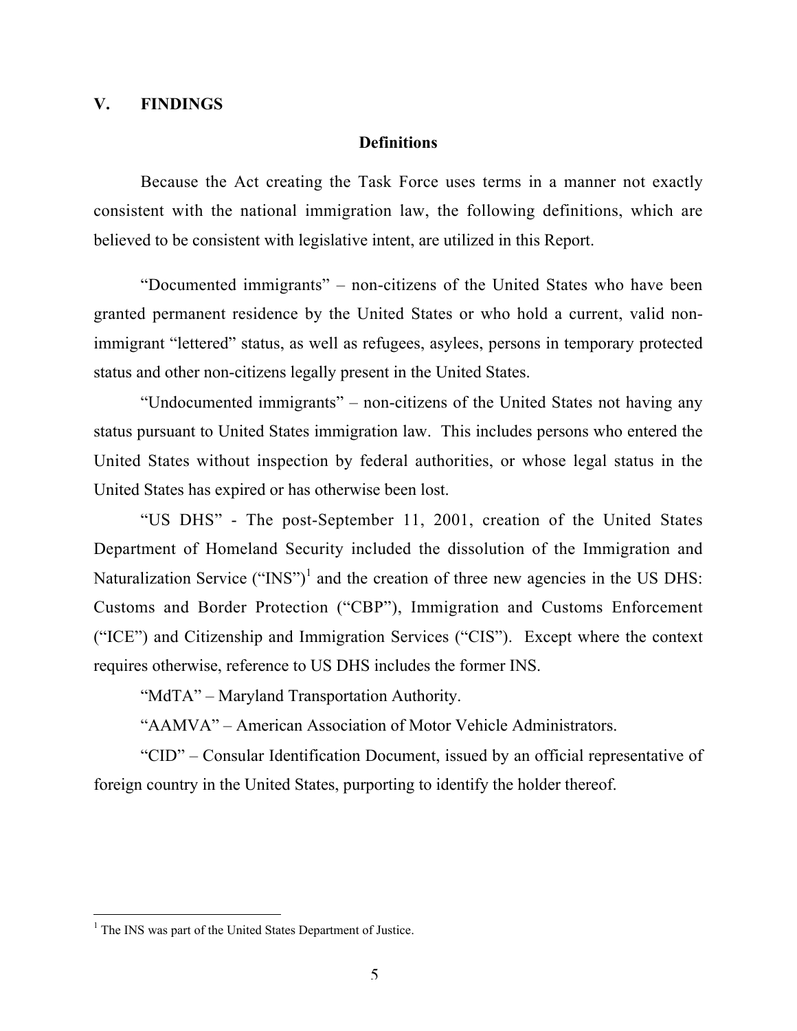## V. FINDINGS

### Definitions

Because the Act creating the Task Force uses terms in a manner not exactly consistent with the national immigration law, the following definitions, which are believed to be consistent with legislative intent, are utilized in this Report.

"Documented immigrants" – non-citizens of the United States who have been granted permanent residence by the United States or who hold a current, valid non-immigrant "lettered" status, as well as refugees, asylees, persons in temporary protected status and other non-citizens legally present in the United States.

"Undocumented immigrants" – non-citizens of the United States not having any status pursuant to United States immigration law. This includes persons who entered the United States without inspection by federal authorities, or whose legal status in the United States has expired or has otherwise been lost.

"US DHS" - The post-September 11, 2001, creation of the United States Department of Homeland Security included the dissolution of the Immigration and Naturalization Service ("INS")[1] and the creation of three new agencies in the US DHS: Customs and Border Protection ("CBP"), Immigration and Customs Enforcement ("ICE") and Citizenship and Immigration Services ("CIS"). Except where the context requires otherwise, reference to US DHS includes the former INS.

"MdTA" – Maryland Transportation Authority.

"AAMVA" – American Association of Motor Vehicle Administrators.

"CID" – Consular Identification Document, issued by an official representative of foreign country in the United States, purporting to identify the holder thereof.

---

[1] The INS was part of the United States Department of Justice.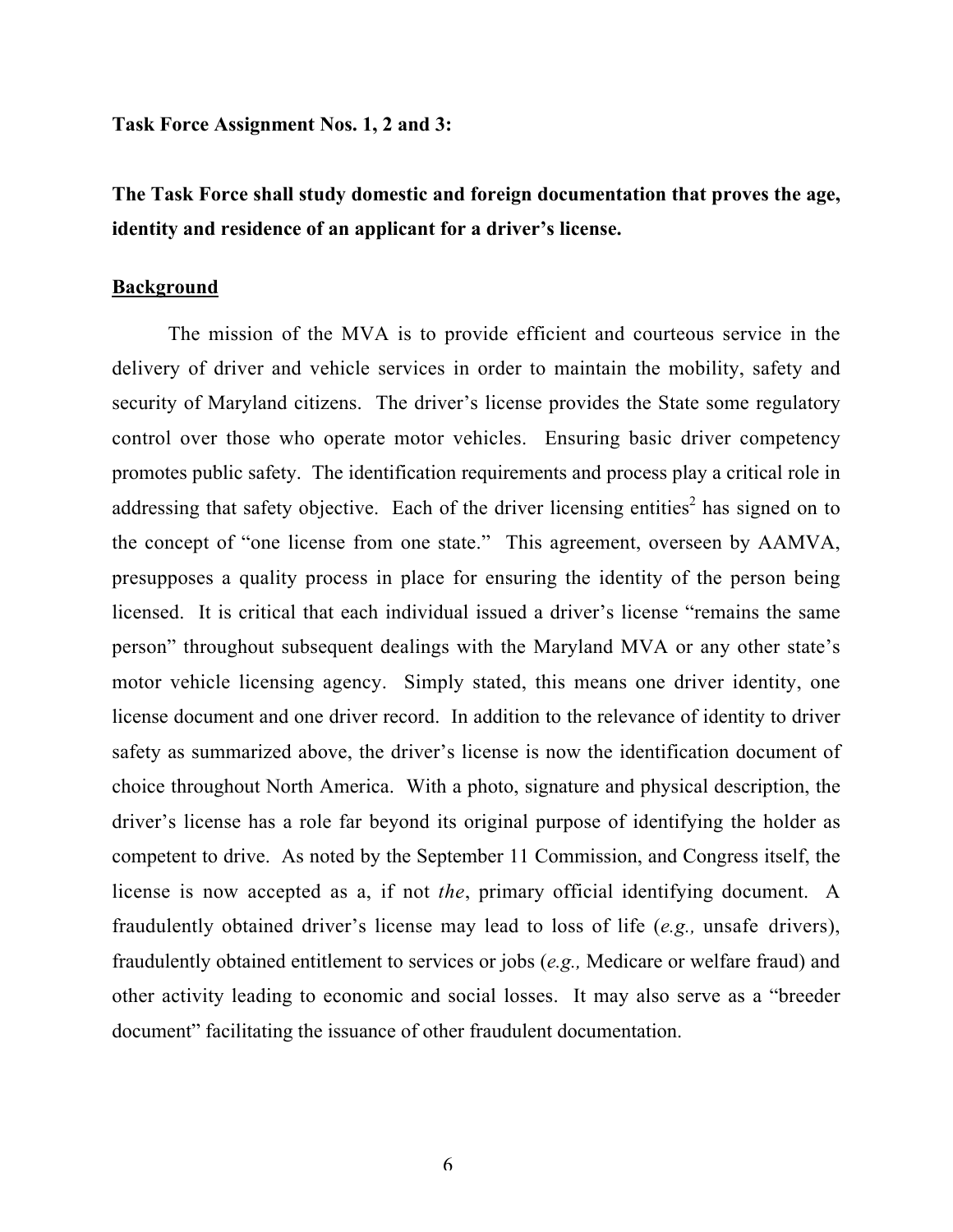**Task Force Assignment Nos. 1, 2 and 3:**

**The Task Force shall study domestic and foreign documentation that proves the age, identity and residence of an applicant for a driver's license.**

**Background**

The mission of the MVA is to provide efficient and courteous service in the delivery of driver and vehicle services in order to maintain the mobility, safety and security of Maryland citizens. The driver's license provides the State some regulatory control over those who operate motor vehicles. Ensuring basic driver competency promotes public safety. The identification requirements and process play a critical role in addressing that safety objective. Each of the driver licensing entities[2] has signed on to the concept of "one license from one state." This agreement, overseen by AAMVA, presupposes a quality process in place for ensuring the identity of the person being licensed. It is critical that each individual issued a driver's license "remains the same person" throughout subsequent dealings with the Maryland MVA or any other state's motor vehicle licensing agency. Simply stated, this means one driver identity, one license document and one driver record. In addition to the relevance of identity to driver safety as summarized above, the driver's license is now the identification document of choice throughout North America. With a photo, signature and physical description, the driver's license has a role far beyond its original purpose of identifying the holder as competent to drive. As noted by the September 11 Commission, and Congress itself, the license is now accepted as a, if not *the*, primary official identifying document. A fraudulently obtained driver's license may lead to loss of life (*e.g.,* unsafe drivers), fraudulently obtained entitlement to services or jobs (*e.g.,* Medicare or welfare fraud) and other activity leading to economic and social losses. It may also serve as a "breeder document" facilitating the issuance of other fraudulent documentation.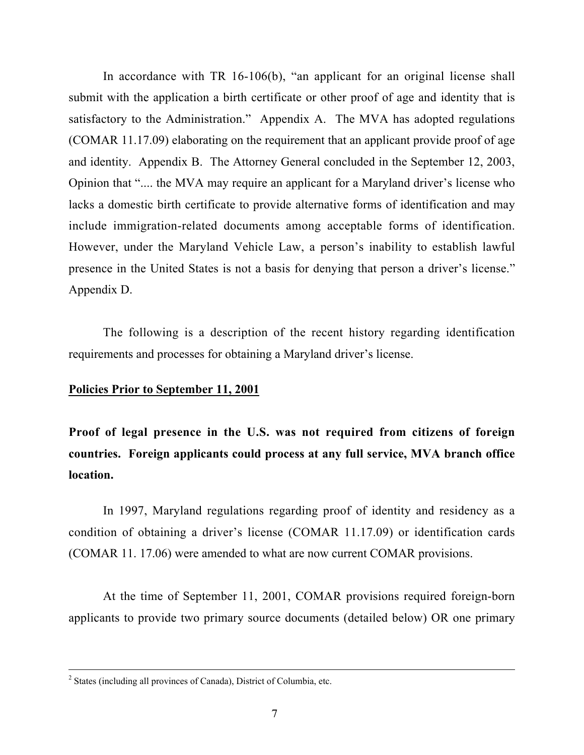In accordance with TR 16-106(b), "an applicant for an original license shall submit with the application a birth certificate or other proof of age and identity that is satisfactory to the Administration." Appendix A. The MVA has adopted regulations (COMAR 11.17.09) elaborating on the requirement that an applicant provide proof of age and identity. Appendix B. The Attorney General concluded in the September 12, 2003, Opinion that ".... the MVA may require an applicant for a Maryland driver's license who lacks a domestic birth certificate to provide alternative forms of identification and may include immigration-related documents among acceptable forms of identification. However, under the Maryland Vehicle Law, a person's inability to establish lawful presence in the United States is not a basis for denying that person a driver's license." Appendix D.

The following is a description of the recent history regarding identification requirements and processes for obtaining a Maryland driver's license.

**Policies Prior to September 11, 2001**

**Proof of legal presence in the U.S. was not required from citizens of foreign countries. Foreign applicants could process at any full service, MVA branch office location.**

In 1997, Maryland regulations regarding proof of identity and residency as a condition of obtaining a driver's license (COMAR 11.17.09) or identification cards (COMAR 11. 17.06) were amended to what are now current COMAR provisions.

At the time of September 11, 2001, COMAR provisions required foreign-born applicants to provide two primary source documents (detailed below) OR one primary

---

[2] States (including all provinces of Canada), District of Columbia, etc.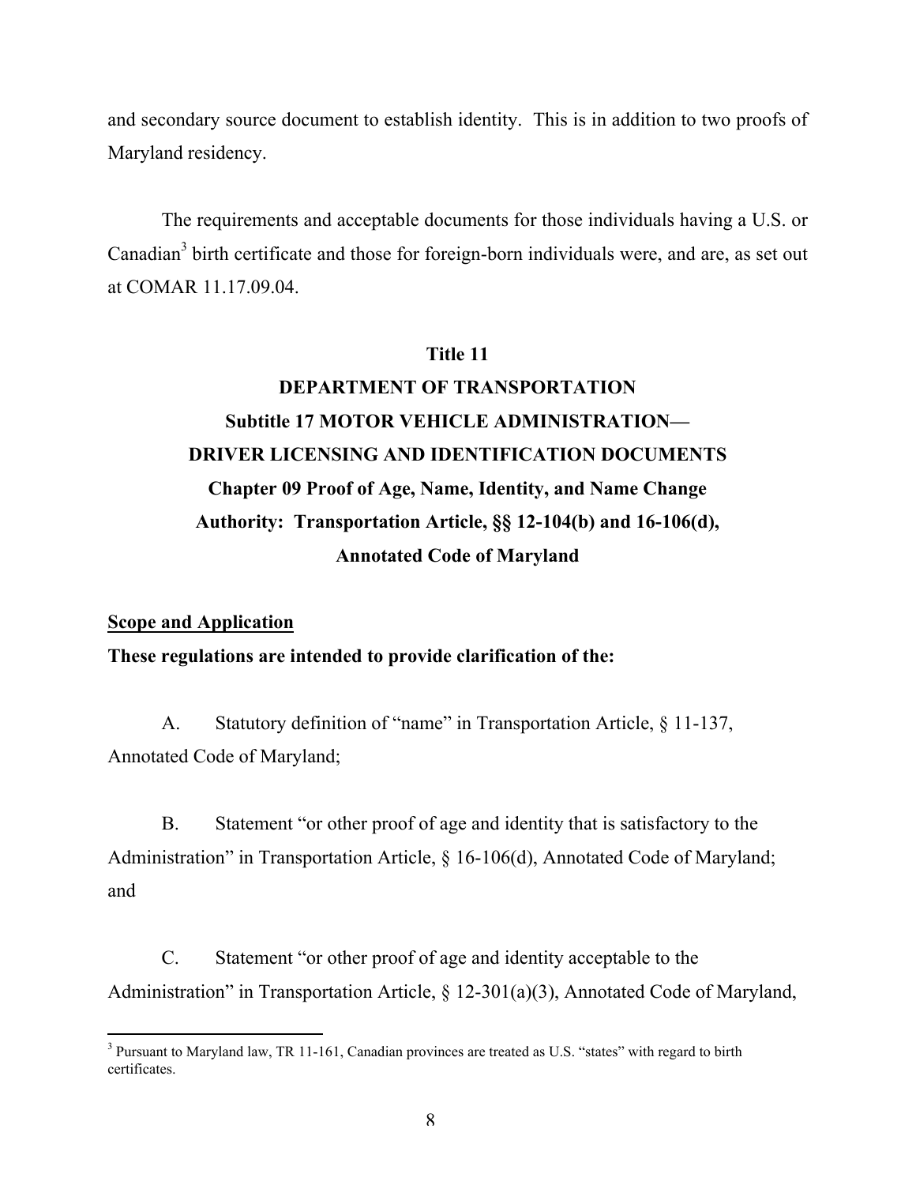and secondary source document to establish identity. This is in addition to two proofs of Maryland residency.

The requirements and acceptable documents for those individuals having a U.S. or Canadian[3] birth certificate and those for foreign-born individuals were, and are, as set out at COMAR 11.17.09.04.

**Title 11**

**DEPARTMENT OF TRANSPORTATION**

**Subtitle 17 MOTOR VEHICLE ADMINISTRATION—**

**DRIVER LICENSING AND IDENTIFICATION DOCUMENTS**

**Chapter 09 Proof of Age, Name, Identity, and Name Change**

**Authority: Transportation Article, §§ 12-104(b) and 16-106(d), Annotated Code of Maryland**

**<u>Scope and Application</u>**

**These regulations are intended to provide clarification of the:**

A. Statutory definition of "name" in Transportation Article, § 11-137, Annotated Code of Maryland;

B. Statement "or other proof of age and identity that is satisfactory to the Administration" in Transportation Article, § 16-106(d), Annotated Code of Maryland; and

C. Statement "or other proof of age and identity acceptable to the Administration" in Transportation Article, § 12-301(a)(3), Annotated Code of Maryland,

---

[3] Pursuant to Maryland law, TR 11-161, Canadian provinces are treated as U.S. "states" with regard to birth certificates.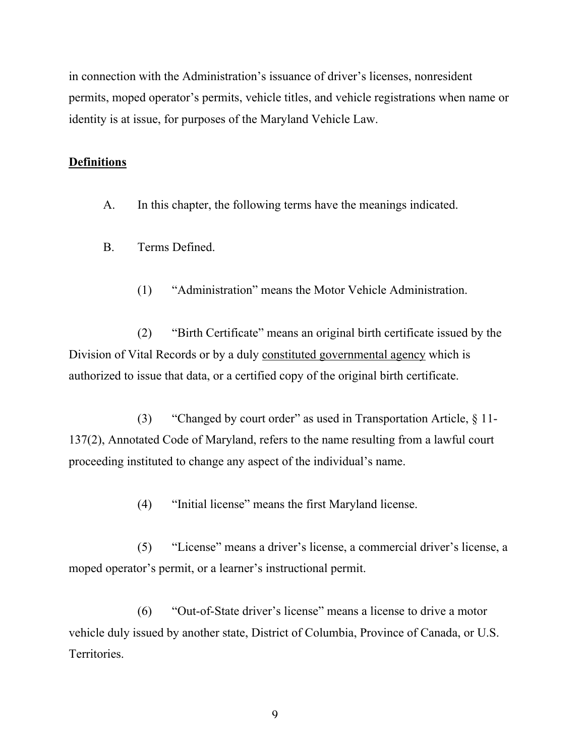in connection with the Administration's issuance of driver's licenses, nonresident permits, moped operator's permits, vehicle titles, and vehicle registrations when name or identity is at issue, for purposes of the Maryland Vehicle Law.

**Definitions**

A. In this chapter, the following terms have the meanings indicated.

B. Terms Defined.

(1) "Administration" means the Motor Vehicle Administration.

(2) "Birth Certificate" means an original birth certificate issued by the Division of Vital Records or by a duly constituted governmental agency which is authorized to issue that data, or a certified copy of the original birth certificate.

(3) "Changed by court order" as used in Transportation Article, § 11-137(2), Annotated Code of Maryland, refers to the name resulting from a lawful court proceeding instituted to change any aspect of the individual's name.

(4) "Initial license" means the first Maryland license.

(5) "License" means a driver's license, a commercial driver's license, a moped operator's permit, or a learner's instructional permit.

(6) "Out-of-State driver's license" means a license to drive a motor vehicle duly issued by another state, District of Columbia, Province of Canada, or U.S. Territories.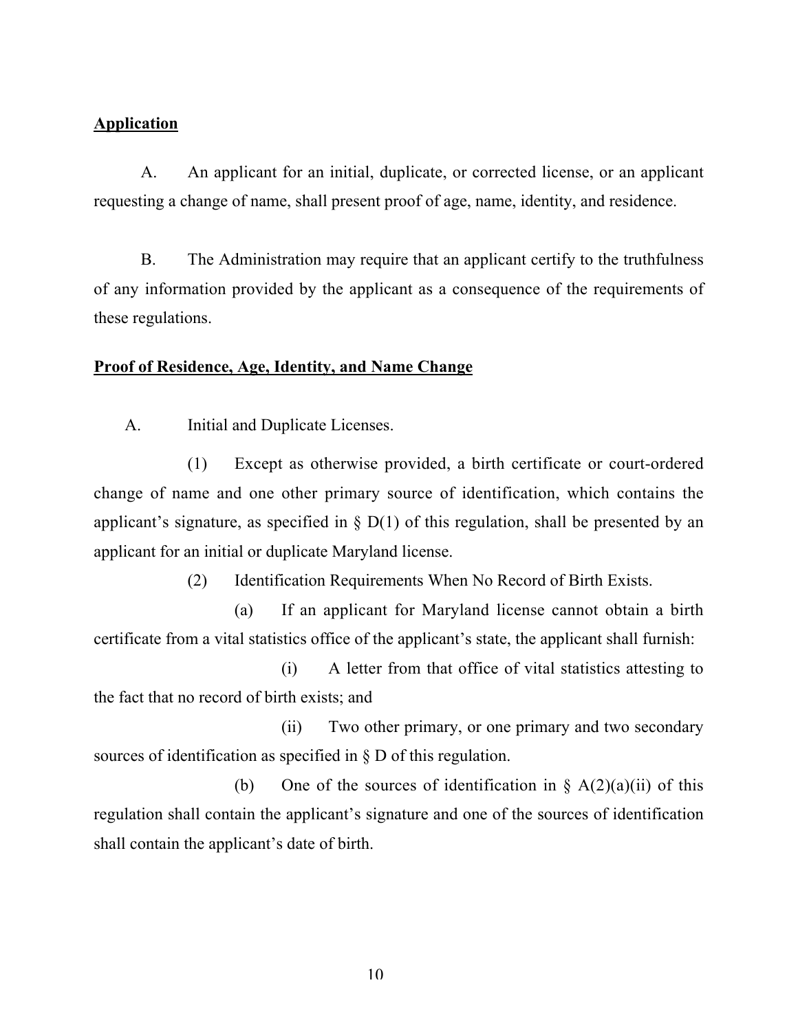**Application**

A. An applicant for an initial, duplicate, or corrected license, or an applicant requesting a change of name, shall present proof of age, name, identity, and residence.

B. The Administration may require that an applicant certify to the truthfulness of any information provided by the applicant as a consequence of the requirements of these regulations.

**Proof of Residence, Age, Identity, and Name Change**

A. Initial and Duplicate Licenses.

(1) Except as otherwise provided, a birth certificate or court-ordered change of name and one other primary source of identification, which contains the applicant's signature, as specified in § D(1) of this regulation, shall be presented by an applicant for an initial or duplicate Maryland license.

(2) Identification Requirements When No Record of Birth Exists.

(a) If an applicant for Maryland license cannot obtain a birth certificate from a vital statistics office of the applicant's state, the applicant shall furnish:

(i) A letter from that office of vital statistics attesting to the fact that no record of birth exists; and

(ii) Two other primary, or one primary and two secondary sources of identification as specified in § D of this regulation.

(b) One of the sources of identification in § A(2)(a)(ii) of this regulation shall contain the applicant's signature and one of the sources of identification shall contain the applicant's date of birth.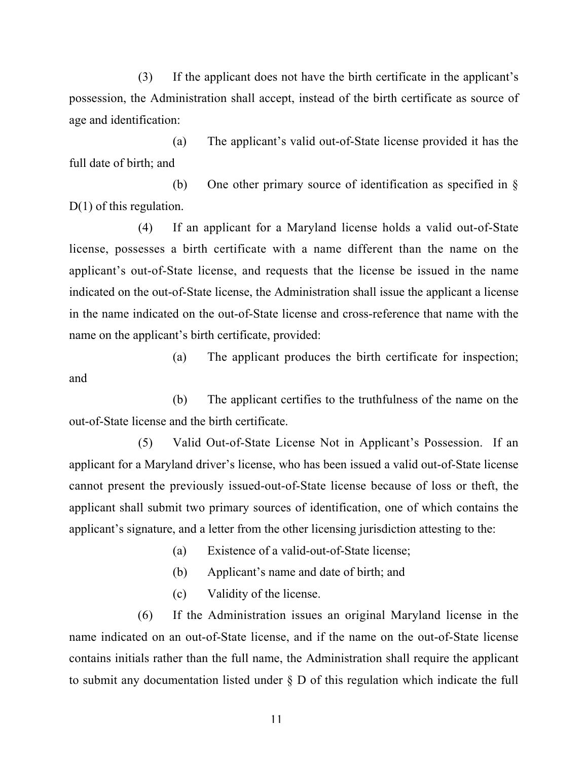(3) If the applicant does not have the birth certificate in the applicant's possession, the Administration shall accept, instead of the birth certificate as source of age and identification:

(a) The applicant's valid out-of-State license provided it has the full date of birth; and

(b) One other primary source of identification as specified in § D(1) of this regulation.

(4) If an applicant for a Maryland license holds a valid out-of-State license, possesses a birth certificate with a name different than the name on the applicant's out-of-State license, and requests that the license be issued in the name indicated on the out-of-State license, the Administration shall issue the applicant a license in the name indicated on the out-of-State license and cross-reference that name with the name on the applicant's birth certificate, provided:

(a) The applicant produces the birth certificate for inspection; and

(b) The applicant certifies to the truthfulness of the name on the out-of-State license and the birth certificate.

(5) Valid Out-of-State License Not in Applicant's Possession. If an applicant for a Maryland driver's license, who has been issued a valid out-of-State license cannot present the previously issued-out-of-State license because of loss or theft, the applicant shall submit two primary sources of identification, one of which contains the applicant's signature, and a letter from the other licensing jurisdiction attesting to the:

(a) Existence of a valid-out-of-State license;

(b) Applicant's name and date of birth; and

(c) Validity of the license.

(6) If the Administration issues an original Maryland license in the name indicated on an out-of-State license, and if the name on the out-of-State license contains initials rather than the full name, the Administration shall require the applicant to submit any documentation listed under § D of this regulation which indicate the full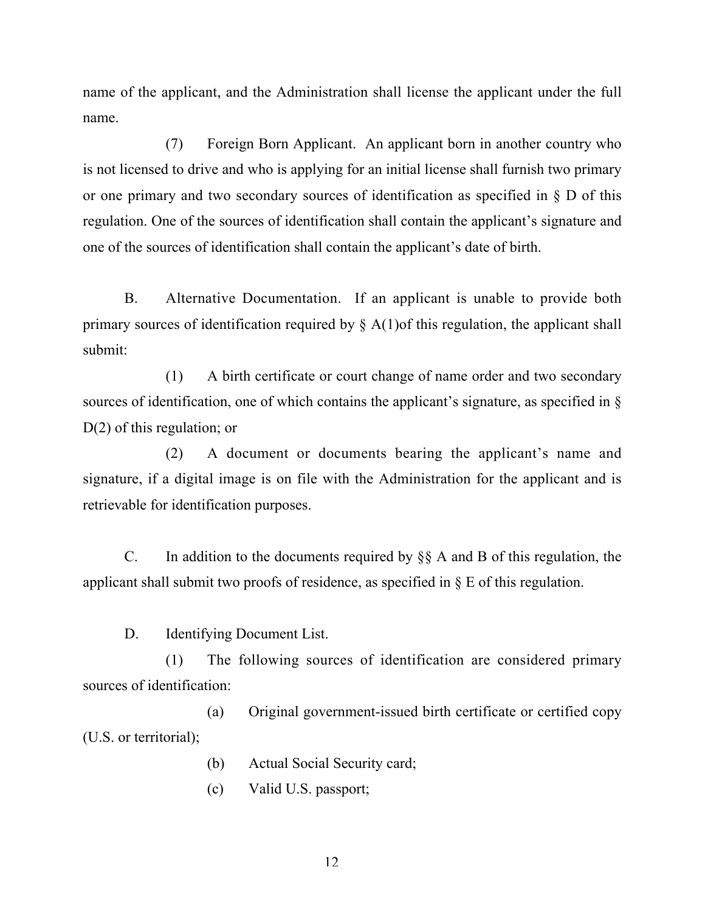name of the applicant, and the Administration shall license the applicant under the full name.

(7) Foreign Born Applicant. An applicant born in another country who is not licensed to drive and who is applying for an initial license shall furnish two primary or one primary and two secondary sources of identification as specified in § D of this regulation. One of the sources of identification shall contain the applicant's signature and one of the sources of identification shall contain the applicant's date of birth.

B. Alternative Documentation. If an applicant is unable to provide both primary sources of identification required by § A(1)of this regulation, the applicant shall submit:

(1) A birth certificate or court change of name order and two secondary sources of identification, one of which contains the applicant's signature, as specified in § D(2) of this regulation; or

(2) A document or documents bearing the applicant's name and signature, if a digital image is on file with the Administration for the applicant and is retrievable for identification purposes.

C. In addition to the documents required by §§ A and B of this regulation, the applicant shall submit two proofs of residence, as specified in § E of this regulation.

D. Identifying Document List.

(1) The following sources of identification are considered primary sources of identification:

(a) Original government-issued birth certificate or certified copy (U.S. or territorial);

(b) Actual Social Security card;

(c) Valid U.S. passport;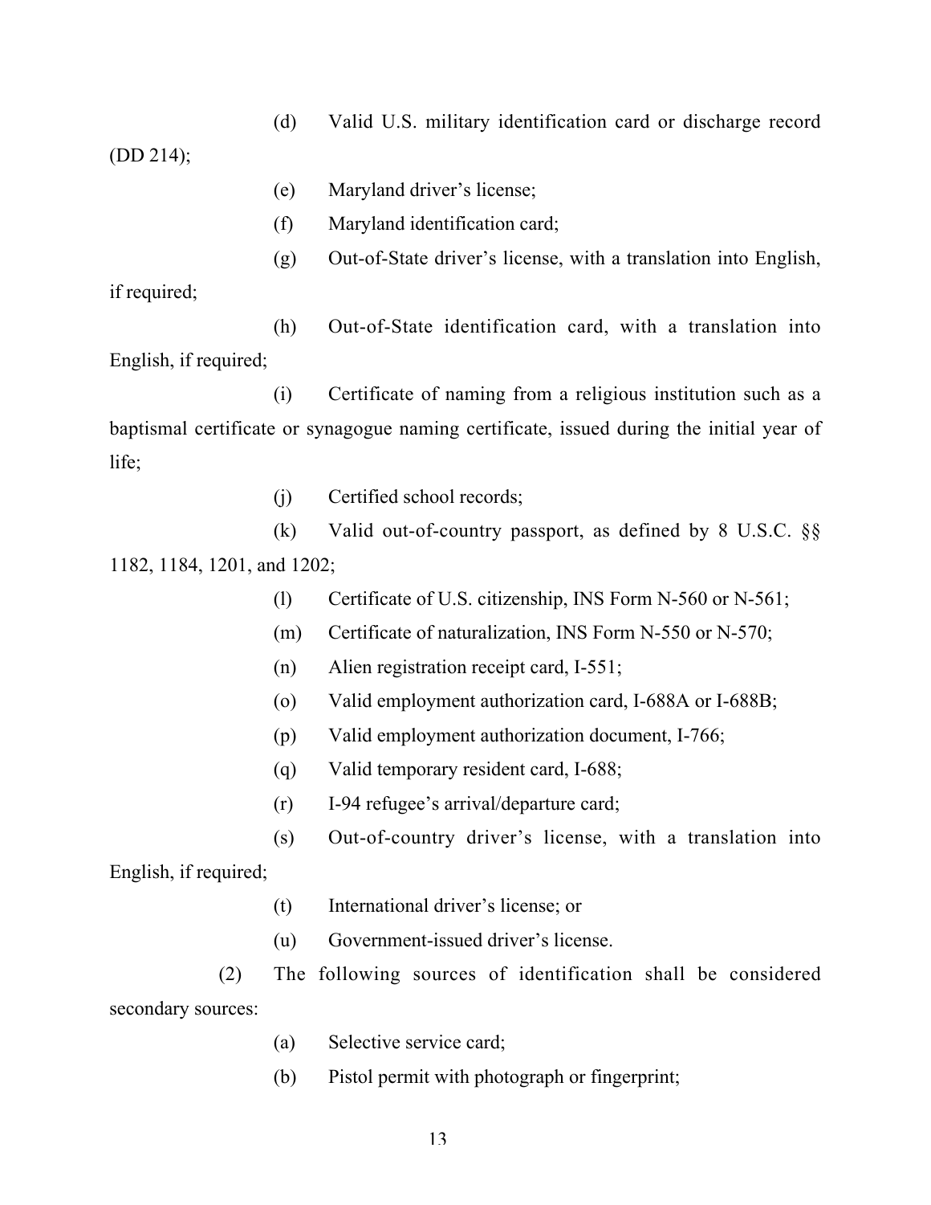(d) Valid U.S. military identification card or discharge record (DD 214);

(e) Maryland driver's license;

(f) Maryland identification card;

(g) Out-of-State driver's license, with a translation into English, if required;

(h) Out-of-State identification card, with a translation into English, if required;

(i) Certificate of naming from a religious institution such as a baptismal certificate or synagogue naming certificate, issued during the initial year of life;

(j) Certified school records;

(k) Valid out-of-country passport, as defined by 8 U.S.C. §§ 1182, 1184, 1201, and 1202;

(l) Certificate of U.S. citizenship, INS Form N-560 or N-561;

(m) Certificate of naturalization, INS Form N-550 or N-570;

(n) Alien registration receipt card, I-551;

(o) Valid employment authorization card, I-688A or I-688B;

(p) Valid employment authorization document, I-766;

(q) Valid temporary resident card, I-688;

(r) I-94 refugee's arrival/departure card;

(s) Out-of-country driver's license, with a translation into English, if required;

(t) International driver's license; or

(u) Government-issued driver's license.

(2) The following sources of identification shall be considered secondary sources:

(a) Selective service card;

(b) Pistol permit with photograph or fingerprint;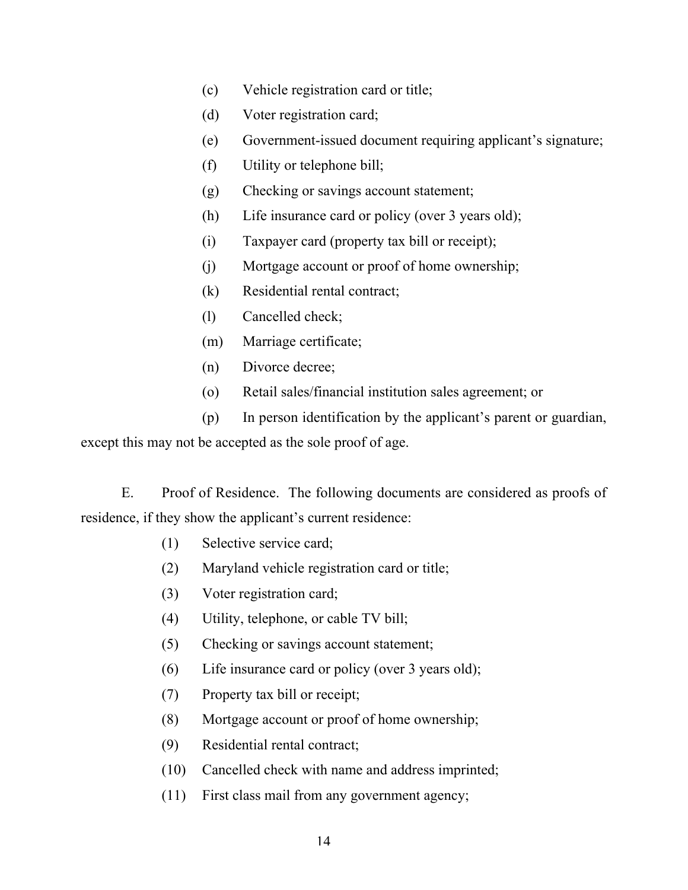(c) Vehicle registration card or title;

(d) Voter registration card;

(e) Government-issued document requiring applicant's signature;

(f) Utility or telephone bill;

(g) Checking or savings account statement;

(h) Life insurance card or policy (over 3 years old);

(i) Taxpayer card (property tax bill or receipt);

(j) Mortgage account or proof of home ownership;

(k) Residential rental contract;

(l) Cancelled check;

(m) Marriage certificate;

(n) Divorce decree;

(o) Retail sales/financial institution sales agreement; or

(p) In person identification by the applicant's parent or guardian, except this may not be accepted as the sole proof of age.

E. Proof of Residence. The following documents are considered as proofs of residence, if they show the applicant's current residence:

(1) Selective service card;

(2) Maryland vehicle registration card or title;

(3) Voter registration card;

(4) Utility, telephone, or cable TV bill;

(5) Checking or savings account statement;

(6) Life insurance card or policy (over 3 years old);

(7) Property tax bill or receipt;

(8) Mortgage account or proof of home ownership;

(9) Residential rental contract;

(10) Cancelled check with name and address imprinted;

(11) First class mail from any government agency;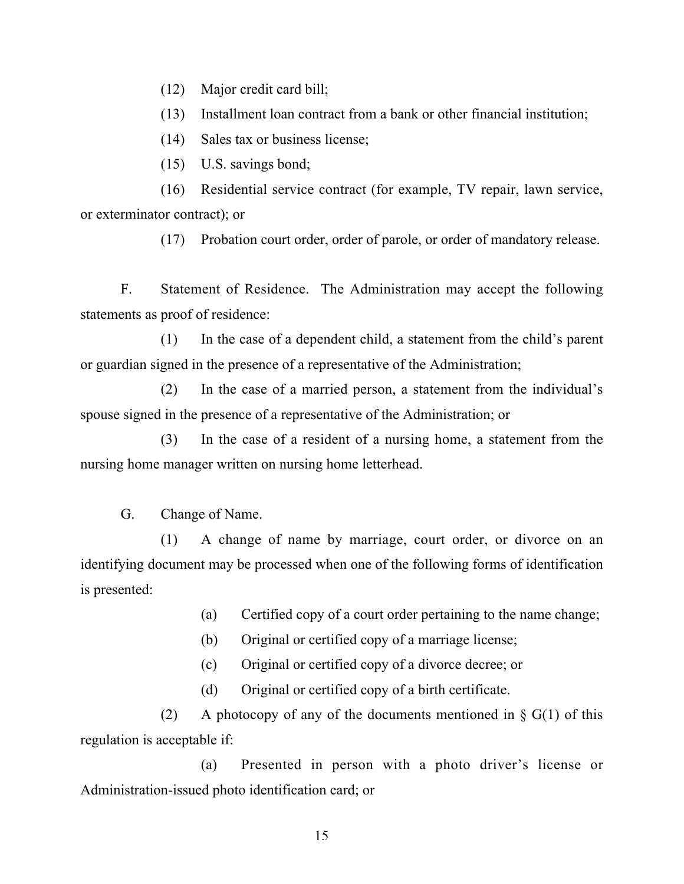(12) Major credit card bill;

(13) Installment loan contract from a bank or other financial institution;

(14) Sales tax or business license;

(15) U.S. savings bond;

(16) Residential service contract (for example, TV repair, lawn service, or exterminator contract); or

(17) Probation court order, order of parole, or order of mandatory release.

F. Statement of Residence. The Administration may accept the following statements as proof of residence:

(1) In the case of a dependent child, a statement from the child's parent or guardian signed in the presence of a representative of the Administration;

(2) In the case of a married person, a statement from the individual's spouse signed in the presence of a representative of the Administration; or

(3) In the case of a resident of a nursing home, a statement from the nursing home manager written on nursing home letterhead.

G. Change of Name.

(1) A change of name by marriage, court order, or divorce on an identifying document may be processed when one of the following forms of identification is presented:

(a) Certified copy of a court order pertaining to the name change;

(b) Original or certified copy of a marriage license;

(c) Original or certified copy of a divorce decree; or

(d) Original or certified copy of a birth certificate.

(2) A photocopy of any of the documents mentioned in § G(1) of this regulation is acceptable if:

(a) Presented in person with a photo driver's license or Administration-issued photo identification card; or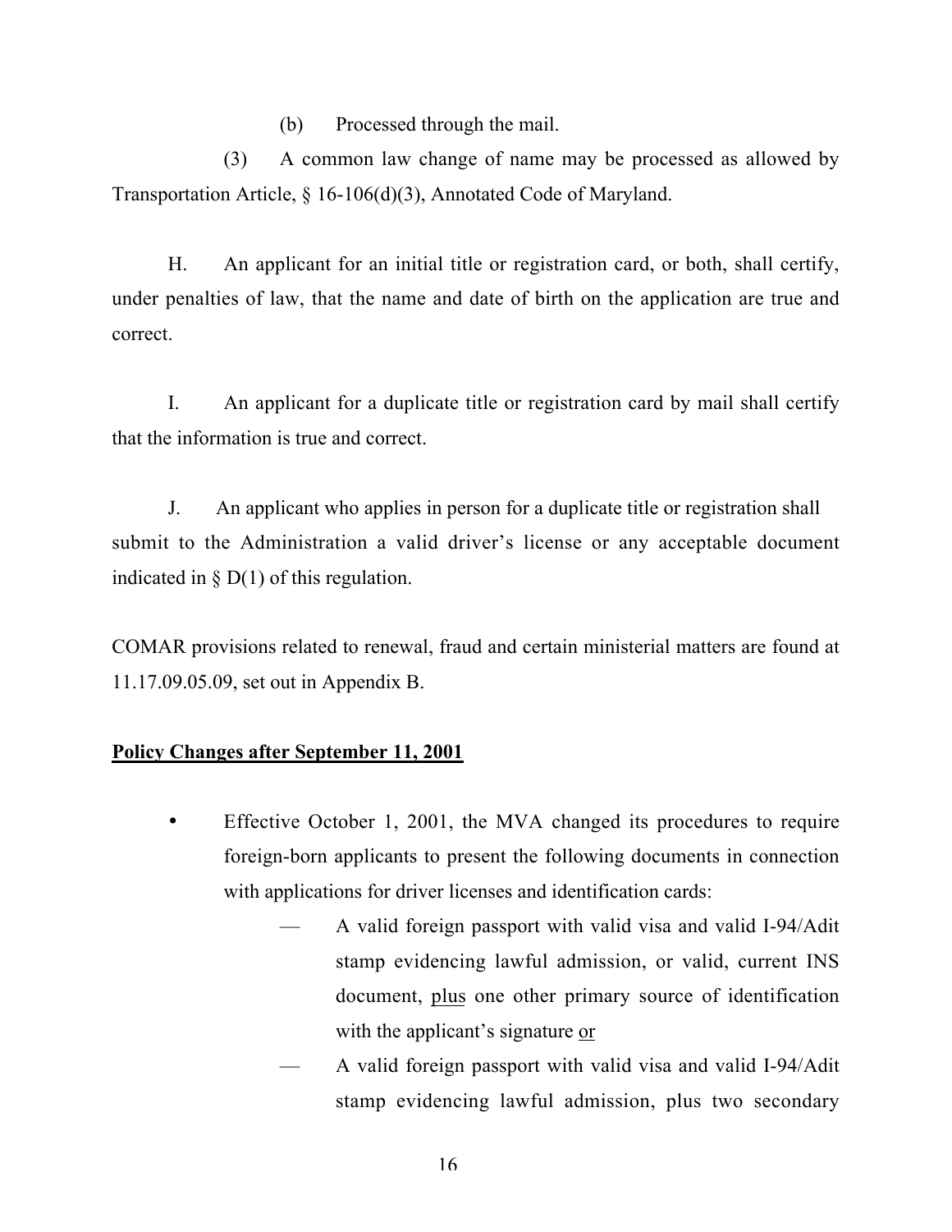(b) Processed through the mail.

(3) A common law change of name may be processed as allowed by Transportation Article, § 16-106(d)(3), Annotated Code of Maryland.

H. An applicant for an initial title or registration card, or both, shall certify, under penalties of law, that the name and date of birth on the application are true and correct.

I. An applicant for a duplicate title or registration card by mail shall certify that the information is true and correct.

J. An applicant who applies in person for a duplicate title or registration shall submit to the Administration a valid driver's license or any acceptable document indicated in § D(1) of this regulation.

COMAR provisions related to renewal, fraud and certain ministerial matters are found at 11.17.09.05.09, set out in Appendix B.

**Policy Changes after September 11, 2001**

- Effective October 1, 2001, the MVA changed its procedures to require foreign-born applicants to present the following documents in connection with applications for driver licenses and identification cards:
  - A valid foreign passport with valid visa and valid I-94/Adit stamp evidencing lawful admission, or valid, current INS document, plus one other primary source of identification with the applicant's signature or
  - A valid foreign passport with valid visa and valid I-94/Adit stamp evidencing lawful admission, plus two secondary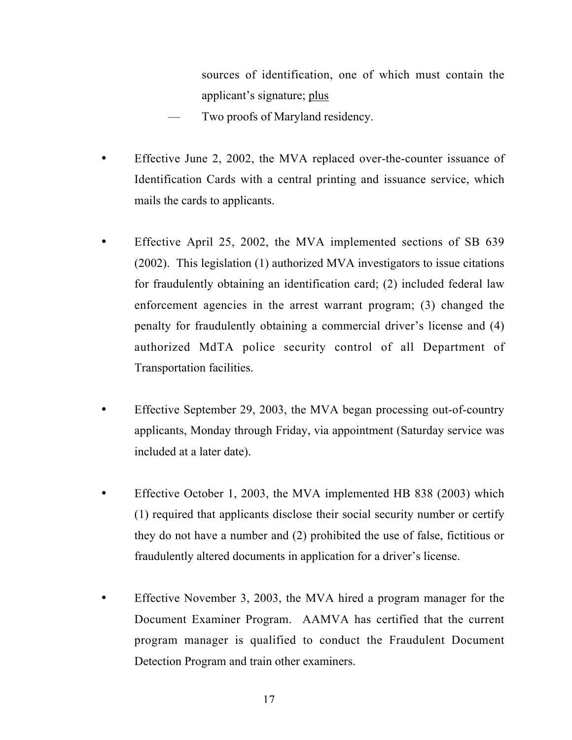sources of identification, one of which must contain the applicant's signature; <u>plus</u>

— Two proofs of Maryland residency.

- Effective June 2, 2002, the MVA replaced over-the-counter issuance of Identification Cards with a central printing and issuance service, which mails the cards to applicants.

- Effective April 25, 2002, the MVA implemented sections of SB 639 (2002). This legislation (1) authorized MVA investigators to issue citations for fraudulently obtaining an identification card; (2) included federal law enforcement agencies in the arrest warrant program; (3) changed the penalty for fraudulently obtaining a commercial driver's license and (4) authorized MdTA police security control of all Department of Transportation facilities.

- Effective September 29, 2003, the MVA began processing out-of-country applicants, Monday through Friday, via appointment (Saturday service was included at a later date).

- Effective October 1, 2003, the MVA implemented HB 838 (2003) which (1) required that applicants disclose their social security number or certify they do not have a number and (2) prohibited the use of false, fictitious or fraudulently altered documents in application for a driver's license.

- Effective November 3, 2003, the MVA hired a program manager for the Document Examiner Program. AAMVA has certified that the current program manager is qualified to conduct the Fraudulent Document Detection Program and train other examiners.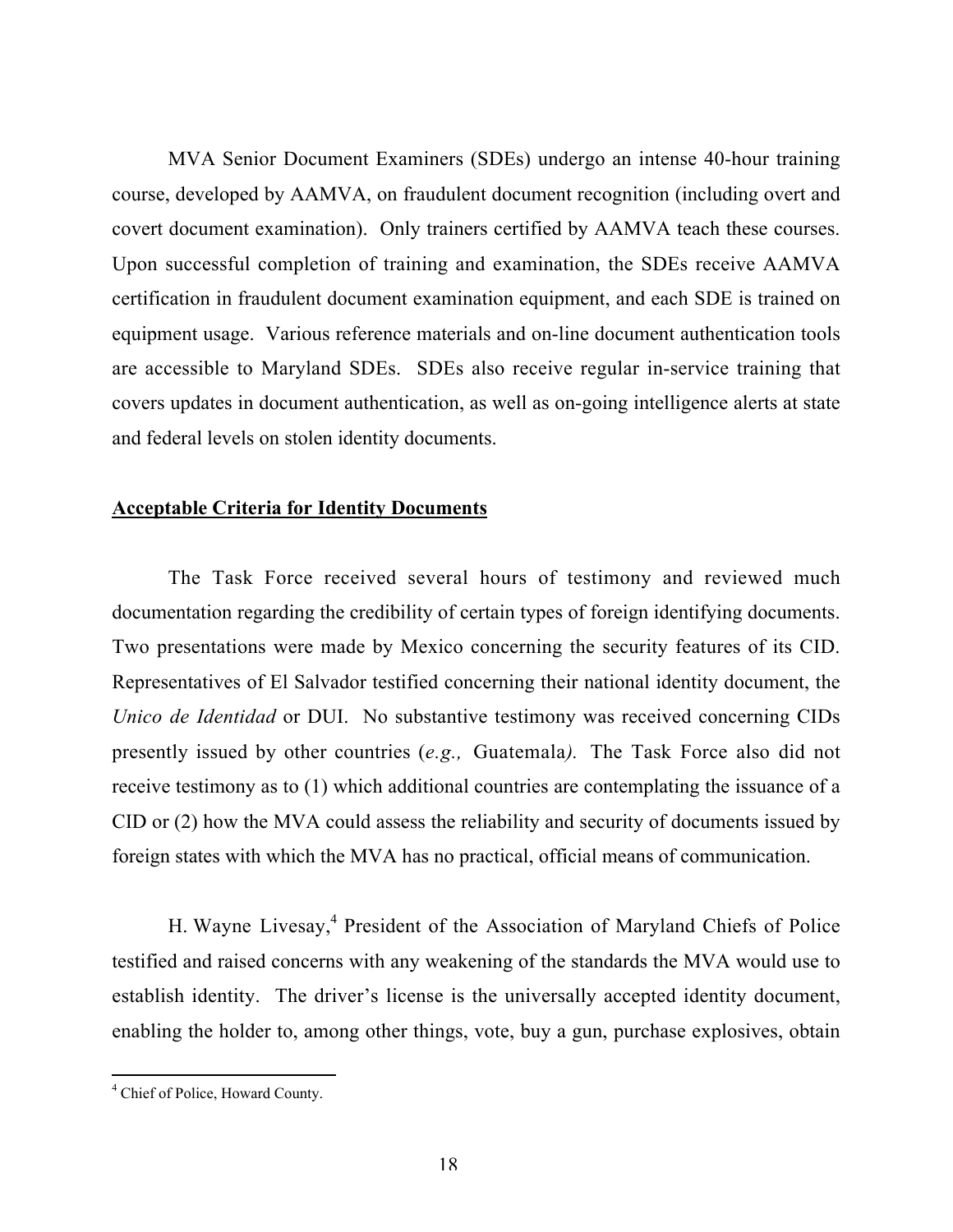MVA Senior Document Examiners (SDEs) undergo an intense 40-hour training course, developed by AAMVA, on fraudulent document recognition (including overt and covert document examination). Only trainers certified by AAMVA teach these courses. Upon successful completion of training and examination, the SDEs receive AAMVA certification in fraudulent document examination equipment, and each SDE is trained on equipment usage. Various reference materials and on-line document authentication tools are accessible to Maryland SDEs. SDEs also receive regular in-service training that covers updates in document authentication, as well as on-going intelligence alerts at state and federal levels on stolen identity documents.

## Acceptable Criteria for Identity Documents

The Task Force received several hours of testimony and reviewed much documentation regarding the credibility of certain types of foreign identifying documents. Two presentations were made by Mexico concerning the security features of its CID. Representatives of El Salvador testified concerning their national identity document, the *Unico de Identidad* or DUI. No substantive testimony was received concerning CIDs presently issued by other countries (*e.g.,* Guatemala*).* The Task Force also did not receive testimony as to (1) which additional countries are contemplating the issuance of a CID or (2) how the MVA could assess the reliability and security of documents issued by foreign states with which the MVA has no practical, official means of communication.

H. Wayne Livesay,[4] President of the Association of Maryland Chiefs of Police testified and raised concerns with any weakening of the standards the MVA would use to establish identity. The driver's license is the universally accepted identity document, enabling the holder to, among other things, vote, buy a gun, purchase explosives, obtain

---

[4] Chief of Police, Howard County.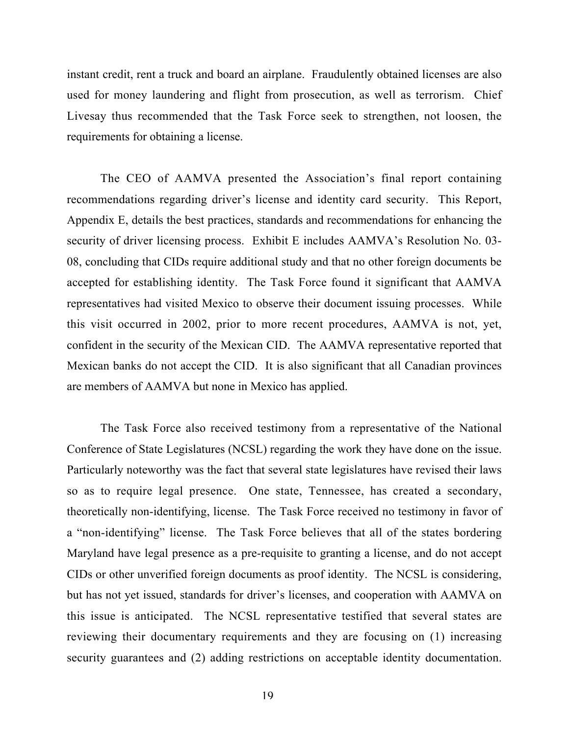instant credit, rent a truck and board an airplane. Fraudulently obtained licenses are also used for money laundering and flight from prosecution, as well as terrorism. Chief Livesay thus recommended that the Task Force seek to strengthen, not loosen, the requirements for obtaining a license.

The CEO of AAMVA presented the Association's final report containing recommendations regarding driver's license and identity card security. This Report, Appendix E, details the best practices, standards and recommendations for enhancing the security of driver licensing process. Exhibit E includes AAMVA's Resolution No. 03-08, concluding that CIDs require additional study and that no other foreign documents be accepted for establishing identity. The Task Force found it significant that AAMVA representatives had visited Mexico to observe their document issuing processes. While this visit occurred in 2002, prior to more recent procedures, AAMVA is not, yet, confident in the security of the Mexican CID. The AAMVA representative reported that Mexican banks do not accept the CID. It is also significant that all Canadian provinces are members of AAMVA but none in Mexico has applied.

The Task Force also received testimony from a representative of the National Conference of State Legislatures (NCSL) regarding the work they have done on the issue. Particularly noteworthy was the fact that several state legislatures have revised their laws so as to require legal presence. One state, Tennessee, has created a secondary, theoretically non-identifying, license. The Task Force received no testimony in favor of a "non-identifying" license. The Task Force believes that all of the states bordering Maryland have legal presence as a pre-requisite to granting a license, and do not accept CIDs or other unverified foreign documents as proof identity. The NCSL is considering, but has not yet issued, standards for driver's licenses, and cooperation with AAMVA on this issue is anticipated. The NCSL representative testified that several states are reviewing their documentary requirements and they are focusing on (1) increasing security guarantees and (2) adding restrictions on acceptable identity documentation.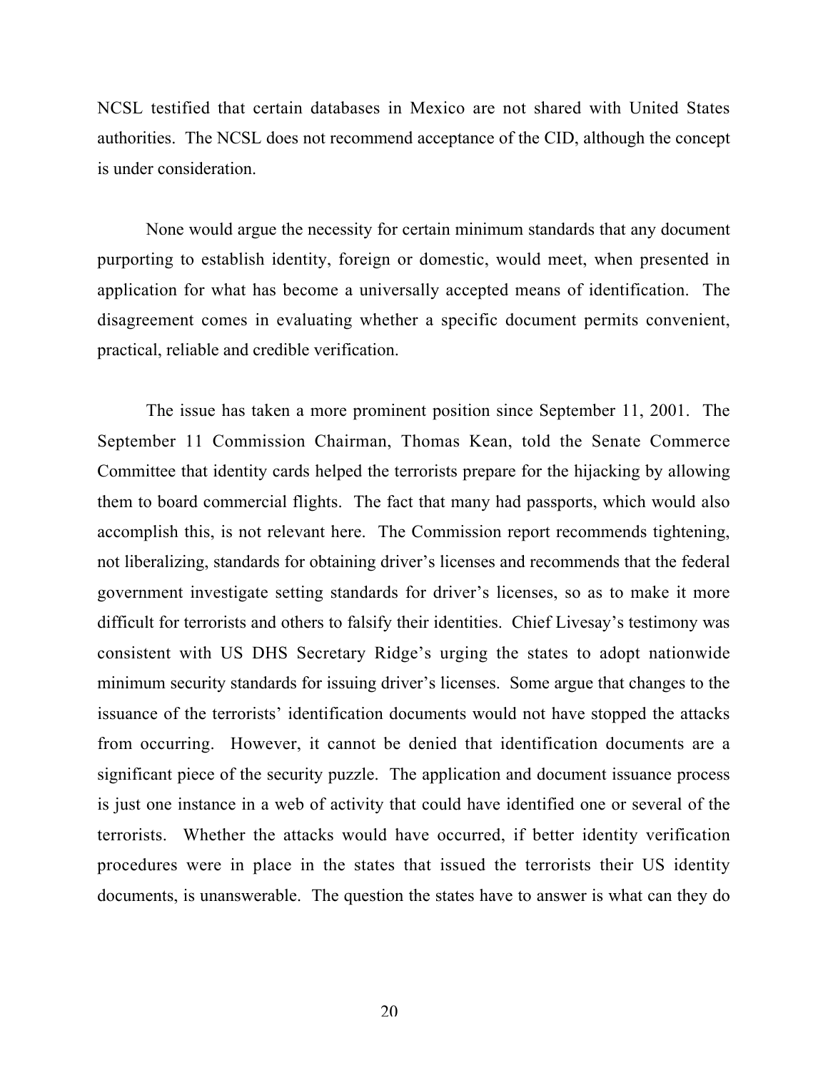NCSL testified that certain databases in Mexico are not shared with United States authorities. The NCSL does not recommend acceptance of the CID, although the concept is under consideration.

None would argue the necessity for certain minimum standards that any document purporting to establish identity, foreign or domestic, would meet, when presented in application for what has become a universally accepted means of identification. The disagreement comes in evaluating whether a specific document permits convenient, practical, reliable and credible verification.

The issue has taken a more prominent position since September 11, 2001. The September 11 Commission Chairman, Thomas Kean, told the Senate Commerce Committee that identity cards helped the terrorists prepare for the hijacking by allowing them to board commercial flights. The fact that many had passports, which would also accomplish this, is not relevant here. The Commission report recommends tightening, not liberalizing, standards for obtaining driver's licenses and recommends that the federal government investigate setting standards for driver's licenses, so as to make it more difficult for terrorists and others to falsify their identities. Chief Livesay's testimony was consistent with US DHS Secretary Ridge's urging the states to adopt nationwide minimum security standards for issuing driver's licenses. Some argue that changes to the issuance of the terrorists' identification documents would not have stopped the attacks from occurring. However, it cannot be denied that identification documents are a significant piece of the security puzzle. The application and document issuance process is just one instance in a web of activity that could have identified one or several of the terrorists. Whether the attacks would have occurred, if better identity verification procedures were in place in the states that issued the terrorists their US identity documents, is unanswerable. The question the states have to answer is what can they do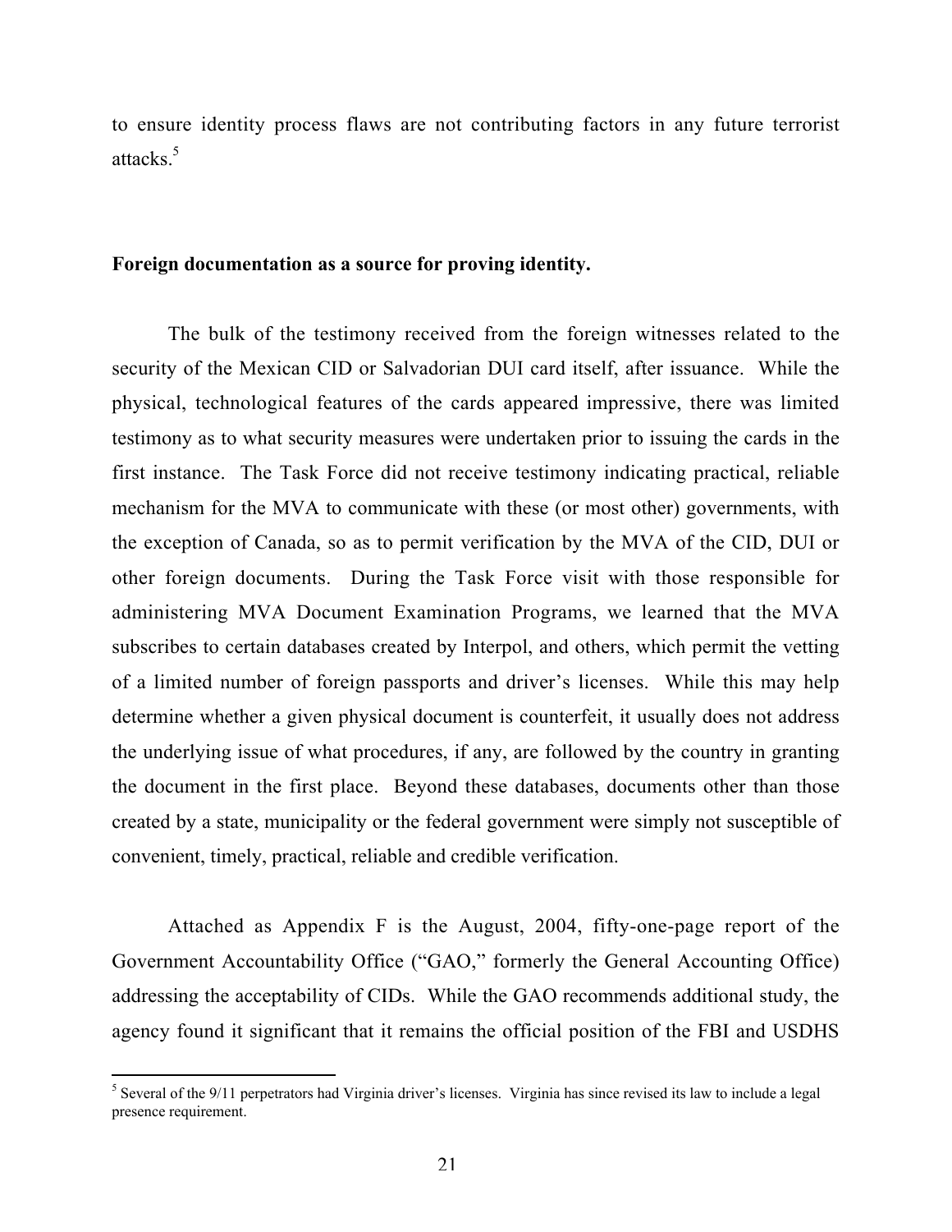to ensure identity process flaws are not contributing factors in any future terrorist attacks.[5]

**Foreign documentation as a source for proving identity.**

The bulk of the testimony received from the foreign witnesses related to the security of the Mexican CID or Salvadorian DUI card itself, after issuance. While the physical, technological features of the cards appeared impressive, there was limited testimony as to what security measures were undertaken prior to issuing the cards in the first instance. The Task Force did not receive testimony indicating practical, reliable mechanism for the MVA to communicate with these (or most other) governments, with the exception of Canada, so as to permit verification by the MVA of the CID, DUI or other foreign documents. During the Task Force visit with those responsible for administering MVA Document Examination Programs, we learned that the MVA subscribes to certain databases created by Interpol, and others, which permit the vetting of a limited number of foreign passports and driver's licenses. While this may help determine whether a given physical document is counterfeit, it usually does not address the underlying issue of what procedures, if any, are followed by the country in granting the document in the first place. Beyond these databases, documents other than those created by a state, municipality or the federal government were simply not susceptible of convenient, timely, practical, reliable and credible verification.

Attached as Appendix F is the August, 2004, fifty-one-page report of the Government Accountability Office ("GAO," formerly the General Accounting Office) addressing the acceptability of CIDs. While the GAO recommends additional study, the agency found it significant that it remains the official position of the FBI and USDHS

[5] Several of the 9/11 perpetrators had Virginia driver's licenses. Virginia has since revised its law to include a legal presence requirement.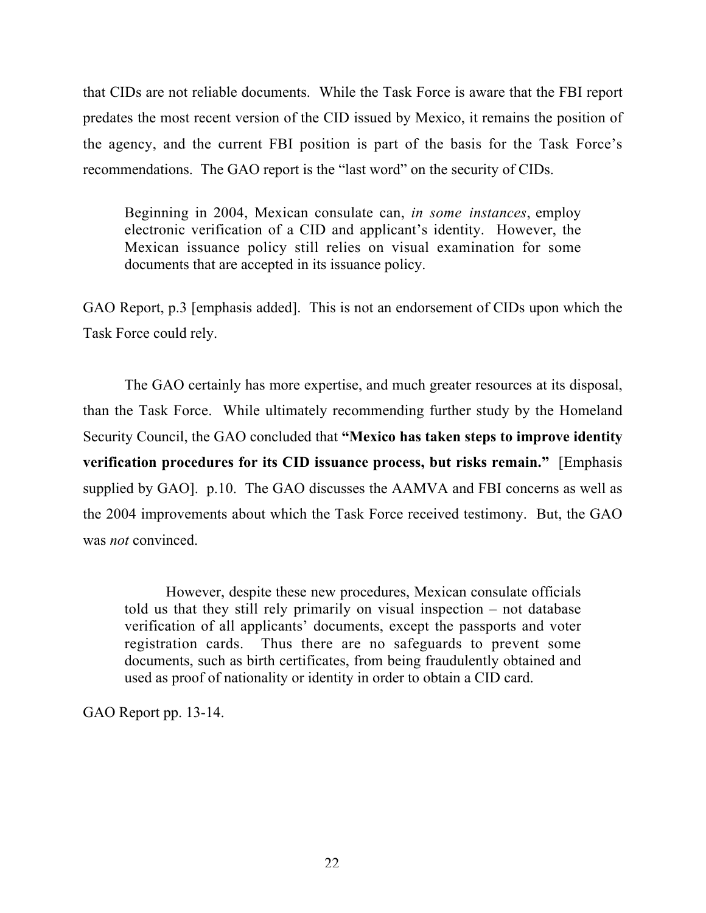that CIDs are not reliable documents. While the Task Force is aware that the FBI report predates the most recent version of the CID issued by Mexico, it remains the position of the agency, and the current FBI position is part of the basis for the Task Force's recommendations. The GAO report is the "last word" on the security of CIDs.

> Beginning in 2004, Mexican consulate can, *in some instances*, employ electronic verification of a CID and applicant's identity. However, the Mexican issuance policy still relies on visual examination for some documents that are accepted in its issuance policy.

GAO Report, p.3 [emphasis added]. This is not an endorsement of CIDs upon which the Task Force could rely.

The GAO certainly has more expertise, and much greater resources at its disposal, than the Task Force. While ultimately recommending further study by the Homeland Security Council, the GAO concluded that **"Mexico has taken steps to improve identity verification procedures for its CID issuance process, but risks remain."** [Emphasis supplied by GAO]. p.10. The GAO discusses the AAMVA and FBI concerns as well as the 2004 improvements about which the Task Force received testimony. But, the GAO was *not* convinced.

> However, despite these new procedures, Mexican consulate officials told us that they still rely primarily on visual inspection – not database verification of all applicants' documents, except the passports and voter registration cards. Thus there are no safeguards to prevent some documents, such as birth certificates, from being fraudulently obtained and used as proof of nationality or identity in order to obtain a CID card.

GAO Report pp. 13-14.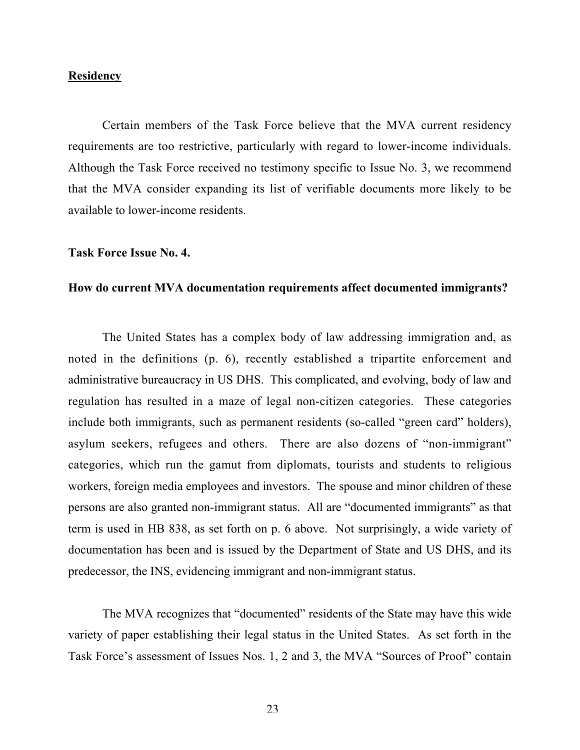**<u>Residency</u>**

Certain members of the Task Force believe that the MVA current residency requirements are too restrictive, particularly with regard to lower-income individuals. Although the Task Force received no testimony specific to Issue No. 3, we recommend that the MVA consider expanding its list of verifiable documents more likely to be available to lower-income residents.

**Task Force Issue No. 4.**

**How do current MVA documentation requirements affect documented immigrants?**

The United States has a complex body of law addressing immigration and, as noted in the definitions (p. 6), recently established a tripartite enforcement and administrative bureaucracy in US DHS. This complicated, and evolving, body of law and regulation has resulted in a maze of legal non-citizen categories. These categories include both immigrants, such as permanent residents (so-called "green card" holders), asylum seekers, refugees and others. There are also dozens of "non-immigrant" categories, which run the gamut from diplomats, tourists and students to religious workers, foreign media employees and investors. The spouse and minor children of these persons are also granted non-immigrant status. All are "documented immigrants" as that term is used in HB 838, as set forth on p. 6 above. Not surprisingly, a wide variety of documentation has been and is issued by the Department of State and US DHS, and its predecessor, the INS, evidencing immigrant and non-immigrant status.

The MVA recognizes that "documented" residents of the State may have this wide variety of paper establishing their legal status in the United States. As set forth in the Task Force's assessment of Issues Nos. 1, 2 and 3, the MVA "Sources of Proof" contain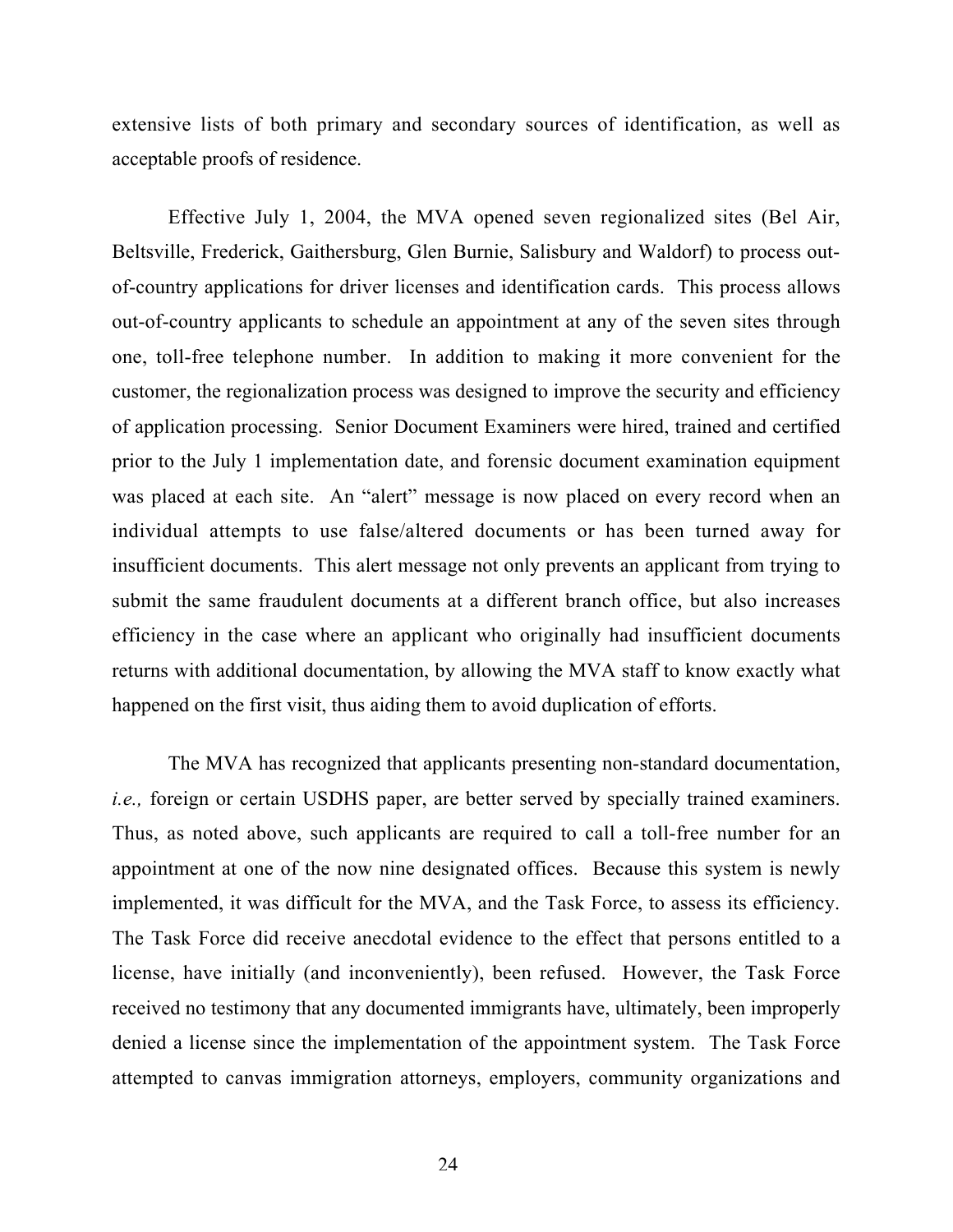extensive lists of both primary and secondary sources of identification, as well as acceptable proofs of residence.

Effective July 1, 2004, the MVA opened seven regionalized sites (Bel Air, Beltsville, Frederick, Gaithersburg, Glen Burnie, Salisbury and Waldorf) to process out-of-country applications for driver licenses and identification cards. This process allows out-of-country applicants to schedule an appointment at any of the seven sites through one, toll-free telephone number. In addition to making it more convenient for the customer, the regionalization process was designed to improve the security and efficiency of application processing. Senior Document Examiners were hired, trained and certified prior to the July 1 implementation date, and forensic document examination equipment was placed at each site. An "alert" message is now placed on every record when an individual attempts to use false/altered documents or has been turned away for insufficient documents. This alert message not only prevents an applicant from trying to submit the same fraudulent documents at a different branch office, but also increases efficiency in the case where an applicant who originally had insufficient documents returns with additional documentation, by allowing the MVA staff to know exactly what happened on the first visit, thus aiding them to avoid duplication of efforts.

The MVA has recognized that applicants presenting non-standard documentation, *i.e.,* foreign or certain USDHS paper, are better served by specially trained examiners. Thus, as noted above, such applicants are required to call a toll-free number for an appointment at one of the now nine designated offices. Because this system is newly implemented, it was difficult for the MVA, and the Task Force, to assess its efficiency. The Task Force did receive anecdotal evidence to the effect that persons entitled to a license, have initially (and inconveniently), been refused. However, the Task Force received no testimony that any documented immigrants have, ultimately, been improperly denied a license since the implementation of the appointment system. The Task Force attempted to canvas immigration attorneys, employers, community organizations and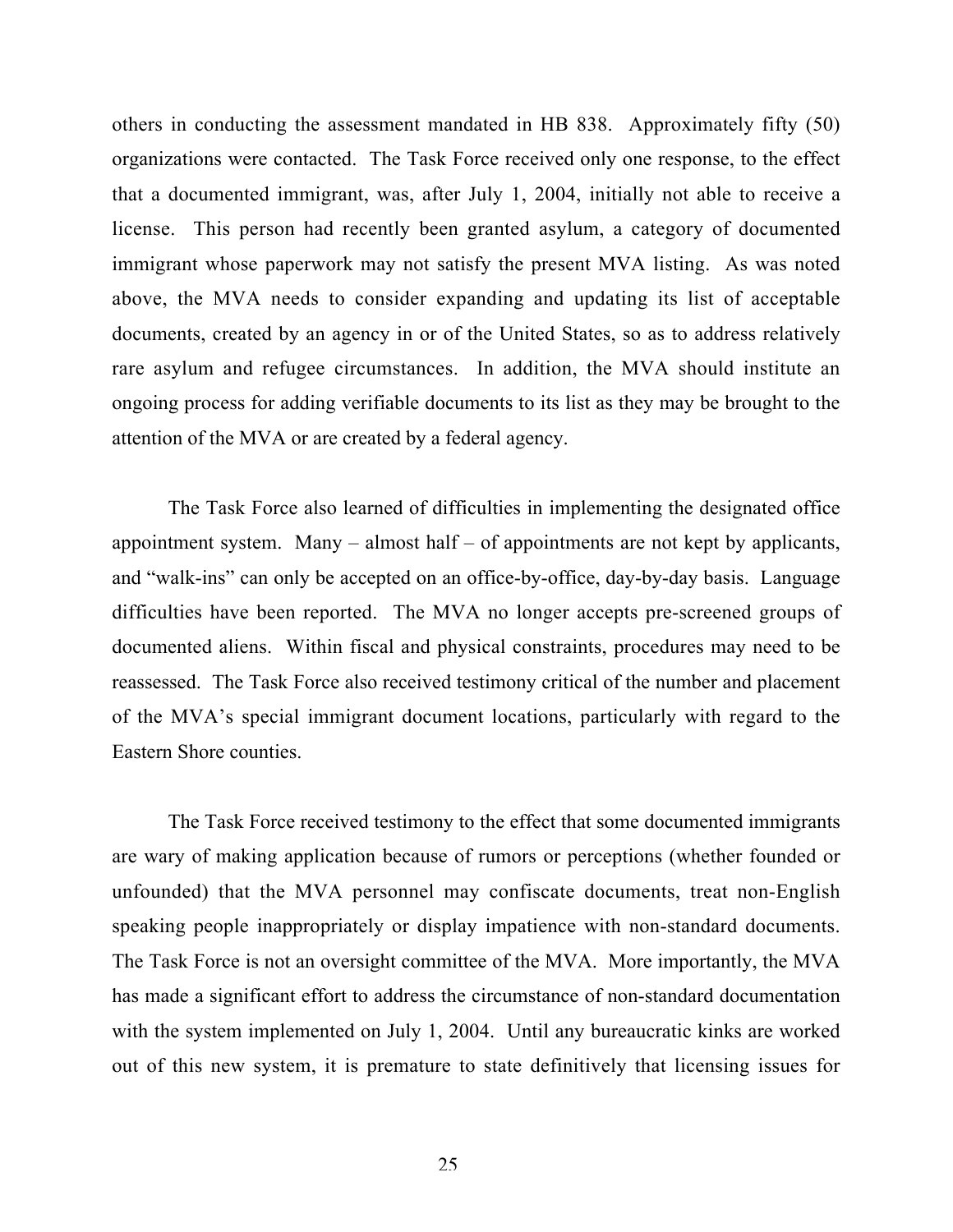others in conducting the assessment mandated in HB 838. Approximately fifty (50) organizations were contacted. The Task Force received only one response, to the effect that a documented immigrant, was, after July 1, 2004, initially not able to receive a license. This person had recently been granted asylum, a category of documented immigrant whose paperwork may not satisfy the present MVA listing. As was noted above, the MVA needs to consider expanding and updating its list of acceptable documents, created by an agency in or of the United States, so as to address relatively rare asylum and refugee circumstances. In addition, the MVA should institute an ongoing process for adding verifiable documents to its list as they may be brought to the attention of the MVA or are created by a federal agency.

The Task Force also learned of difficulties in implementing the designated office appointment system. Many – almost half – of appointments are not kept by applicants, and "walk-ins" can only be accepted on an office-by-office, day-by-day basis. Language difficulties have been reported. The MVA no longer accepts pre-screened groups of documented aliens. Within fiscal and physical constraints, procedures may need to be reassessed. The Task Force also received testimony critical of the number and placement of the MVA's special immigrant document locations, particularly with regard to the Eastern Shore counties.

The Task Force received testimony to the effect that some documented immigrants are wary of making application because of rumors or perceptions (whether founded or unfounded) that the MVA personnel may confiscate documents, treat non-English speaking people inappropriately or display impatience with non-standard documents. The Task Force is not an oversight committee of the MVA. More importantly, the MVA has made a significant effort to address the circumstance of non-standard documentation with the system implemented on July 1, 2004. Until any bureaucratic kinks are worked out of this new system, it is premature to state definitively that licensing issues for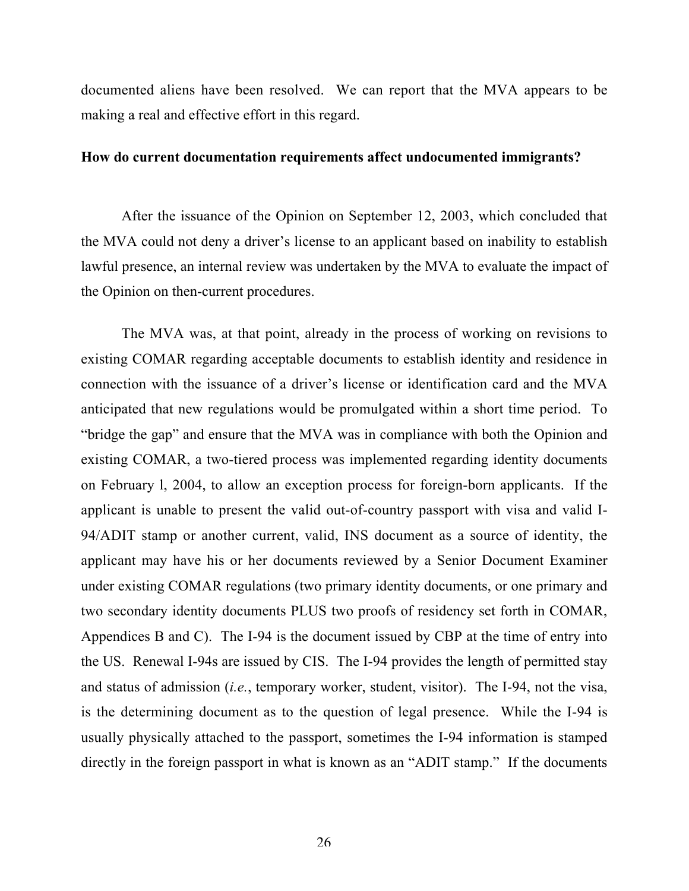documented aliens have been resolved. We can report that the MVA appears to be making a real and effective effort in this regard.

**How do current documentation requirements affect undocumented immigrants?**

After the issuance of the Opinion on September 12, 2003, which concluded that the MVA could not deny a driver's license to an applicant based on inability to establish lawful presence, an internal review was undertaken by the MVA to evaluate the impact of the Opinion on then-current procedures.

The MVA was, at that point, already in the process of working on revisions to existing COMAR regarding acceptable documents to establish identity and residence in connection with the issuance of a driver's license or identification card and the MVA anticipated that new regulations would be promulgated within a short time period. To "bridge the gap" and ensure that the MVA was in compliance with both the Opinion and existing COMAR, a two-tiered process was implemented regarding identity documents on February l, 2004, to allow an exception process for foreign-born applicants. If the applicant is unable to present the valid out-of-country passport with visa and valid I-94/ADIT stamp or another current, valid, INS document as a source of identity, the applicant may have his or her documents reviewed by a Senior Document Examiner under existing COMAR regulations (two primary identity documents, or one primary and two secondary identity documents PLUS two proofs of residency set forth in COMAR, Appendices B and C). The I-94 is the document issued by CBP at the time of entry into the US. Renewal I-94s are issued by CIS. The I-94 provides the length of permitted stay and status of admission (*i.e.*, temporary worker, student, visitor). The I-94, not the visa, is the determining document as to the question of legal presence. While the I-94 is usually physically attached to the passport, sometimes the I-94 information is stamped directly in the foreign passport in what is known as an "ADIT stamp." If the documents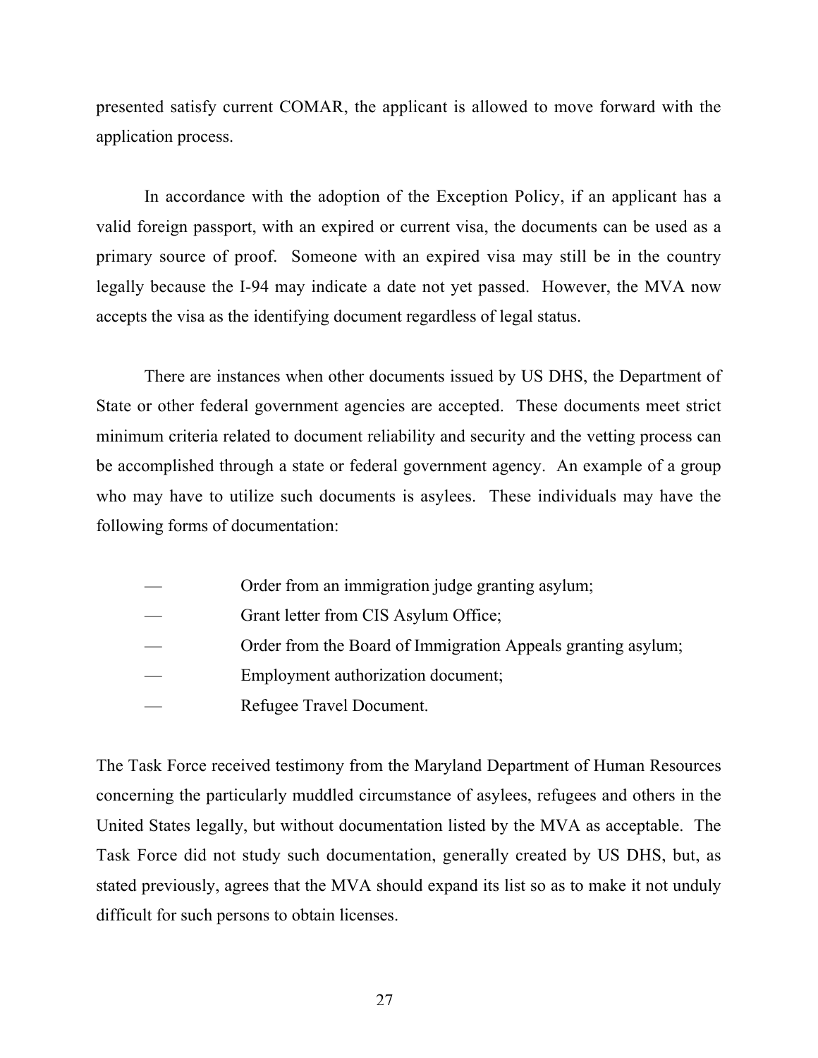presented satisfy current COMAR, the applicant is allowed to move forward with the application process.

In accordance with the adoption of the Exception Policy, if an applicant has a valid foreign passport, with an expired or current visa, the documents can be used as a primary source of proof. Someone with an expired visa may still be in the country legally because the I-94 may indicate a date not yet passed. However, the MVA now accepts the visa as the identifying document regardless of legal status.

There are instances when other documents issued by US DHS, the Department of State or other federal government agencies are accepted. These documents meet strict minimum criteria related to document reliability and security and the vetting process can be accomplished through a state or federal government agency. An example of a group who may have to utilize such documents is asylees. These individuals may have the following forms of documentation:

- Order from an immigration judge granting asylum;
- Grant letter from CIS Asylum Office;
- Order from the Board of Immigration Appeals granting asylum;
- Employment authorization document;
- Refugee Travel Document.

The Task Force received testimony from the Maryland Department of Human Resources concerning the particularly muddled circumstance of asylees, refugees and others in the United States legally, but without documentation listed by the MVA as acceptable. The Task Force did not study such documentation, generally created by US DHS, but, as stated previously, agrees that the MVA should expand its list so as to make it not unduly difficult for such persons to obtain licenses.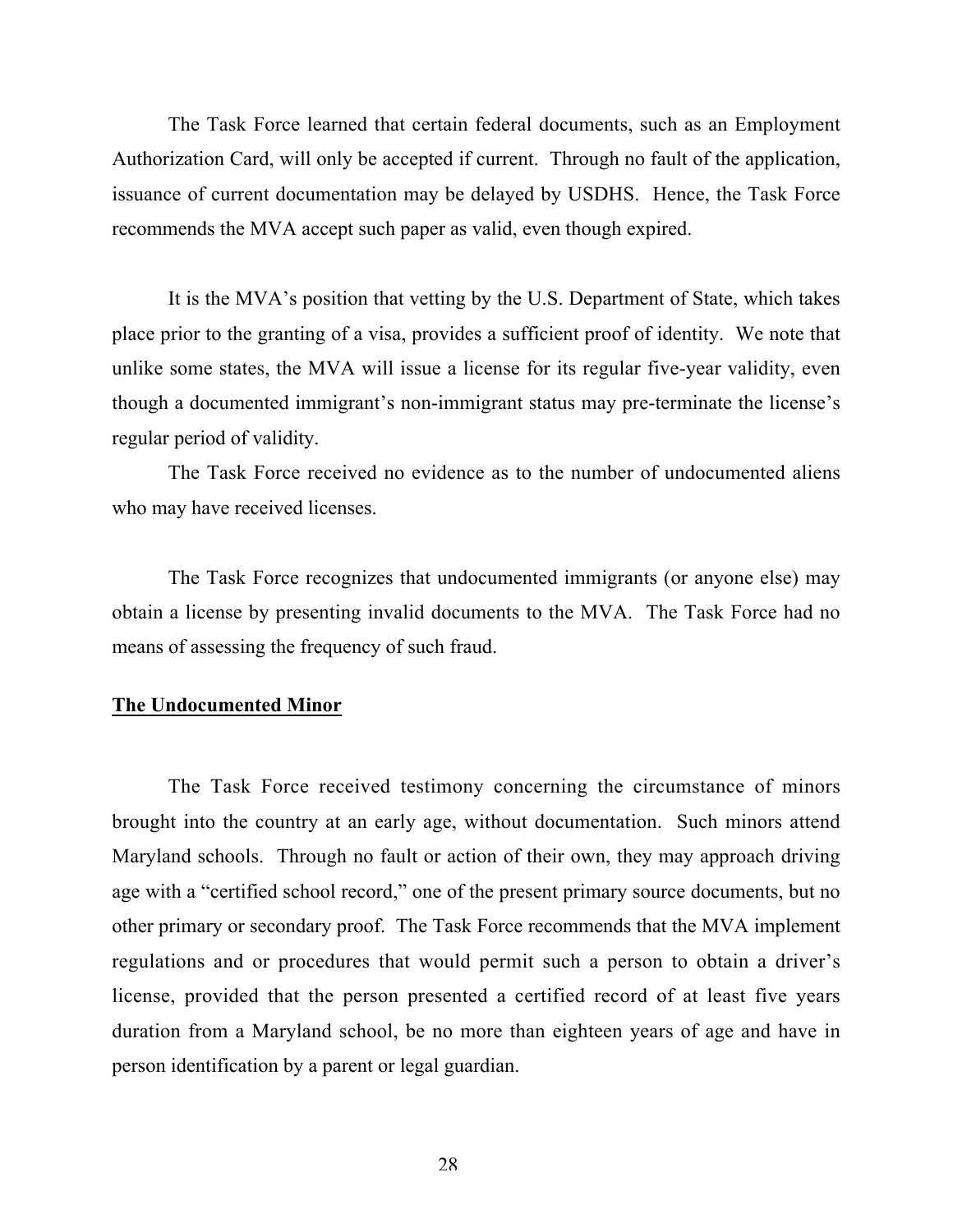The Task Force learned that certain federal documents, such as an Employment Authorization Card, will only be accepted if current. Through no fault of the application, issuance of current documentation may be delayed by USDHS. Hence, the Task Force recommends the MVA accept such paper as valid, even though expired.

It is the MVA's position that vetting by the U.S. Department of State, which takes place prior to the granting of a visa, provides a sufficient proof of identity. We note that unlike some states, the MVA will issue a license for its regular five-year validity, even though a documented immigrant's non-immigrant status may pre-terminate the license's regular period of validity.

The Task Force received no evidence as to the number of undocumented aliens who may have received licenses.

The Task Force recognizes that undocumented immigrants (or anyone else) may obtain a license by presenting invalid documents to the MVA. The Task Force had no means of assessing the frequency of such fraud.

**The Undocumented Minor**

The Task Force received testimony concerning the circumstance of minors brought into the country at an early age, without documentation. Such minors attend Maryland schools. Through no fault or action of their own, they may approach driving age with a "certified school record," one of the present primary source documents, but no other primary or secondary proof. The Task Force recommends that the MVA implement regulations and or procedures that would permit such a person to obtain a driver's license, provided that the person presented a certified record of at least five years duration from a Maryland school, be no more than eighteen years of age and have in person identification by a parent or legal guardian.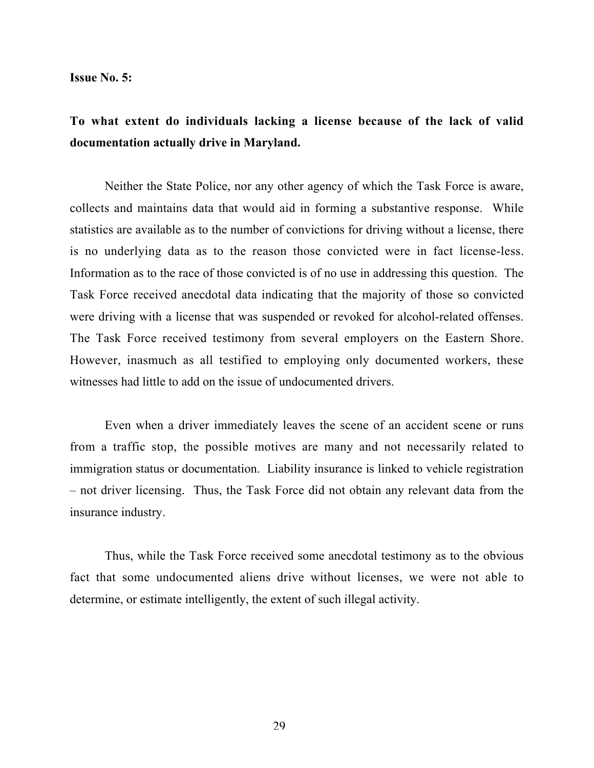**Issue No. 5:**

**To what extent do individuals lacking a license because of the lack of valid documentation actually drive in Maryland.**

Neither the State Police, nor any other agency of which the Task Force is aware, collects and maintains data that would aid in forming a substantive response. While statistics are available as to the number of convictions for driving without a license, there is no underlying data as to the reason those convicted were in fact license-less. Information as to the race of those convicted is of no use in addressing this question. The Task Force received anecdotal data indicating that the majority of those so convicted were driving with a license that was suspended or revoked for alcohol-related offenses. The Task Force received testimony from several employers on the Eastern Shore. However, inasmuch as all testified to employing only documented workers, these witnesses had little to add on the issue of undocumented drivers.

Even when a driver immediately leaves the scene of an accident scene or runs from a traffic stop, the possible motives are many and not necessarily related to immigration status or documentation. Liability insurance is linked to vehicle registration – not driver licensing. Thus, the Task Force did not obtain any relevant data from the insurance industry.

Thus, while the Task Force received some anecdotal testimony as to the obvious fact that some undocumented aliens drive without licenses, we were not able to determine, or estimate intelligently, the extent of such illegal activity.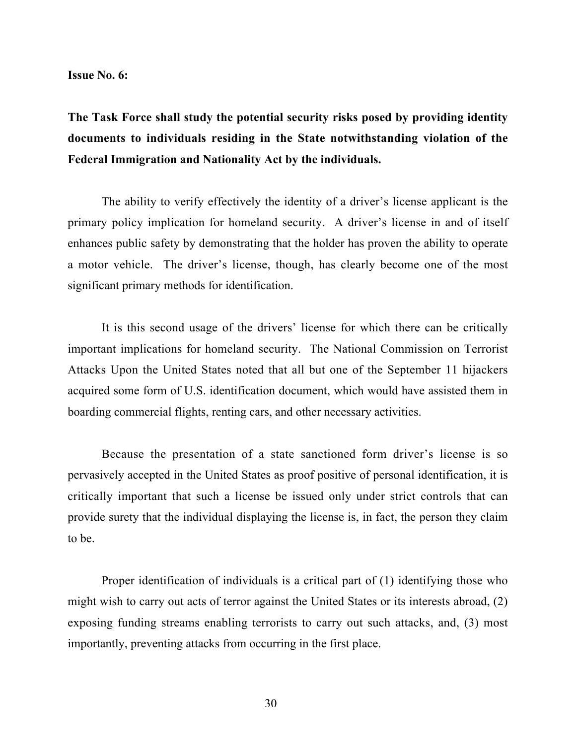**Issue No. 6:**

**The Task Force shall study the potential security risks posed by providing identity documents to individuals residing in the State notwithstanding violation of the Federal Immigration and Nationality Act by the individuals.**

The ability to verify effectively the identity of a driver's license applicant is the primary policy implication for homeland security. A driver's license in and of itself enhances public safety by demonstrating that the holder has proven the ability to operate a motor vehicle. The driver's license, though, has clearly become one of the most significant primary methods for identification.

It is this second usage of the drivers' license for which there can be critically important implications for homeland security. The National Commission on Terrorist Attacks Upon the United States noted that all but one of the September 11 hijackers acquired some form of U.S. identification document, which would have assisted them in boarding commercial flights, renting cars, and other necessary activities.

Because the presentation of a state sanctioned form driver's license is so pervasively accepted in the United States as proof positive of personal identification, it is critically important that such a license be issued only under strict controls that can provide surety that the individual displaying the license is, in fact, the person they claim to be.

Proper identification of individuals is a critical part of (1) identifying those who might wish to carry out acts of terror against the United States or its interests abroad, (2) exposing funding streams enabling terrorists to carry out such attacks, and, (3) most importantly, preventing attacks from occurring in the first place.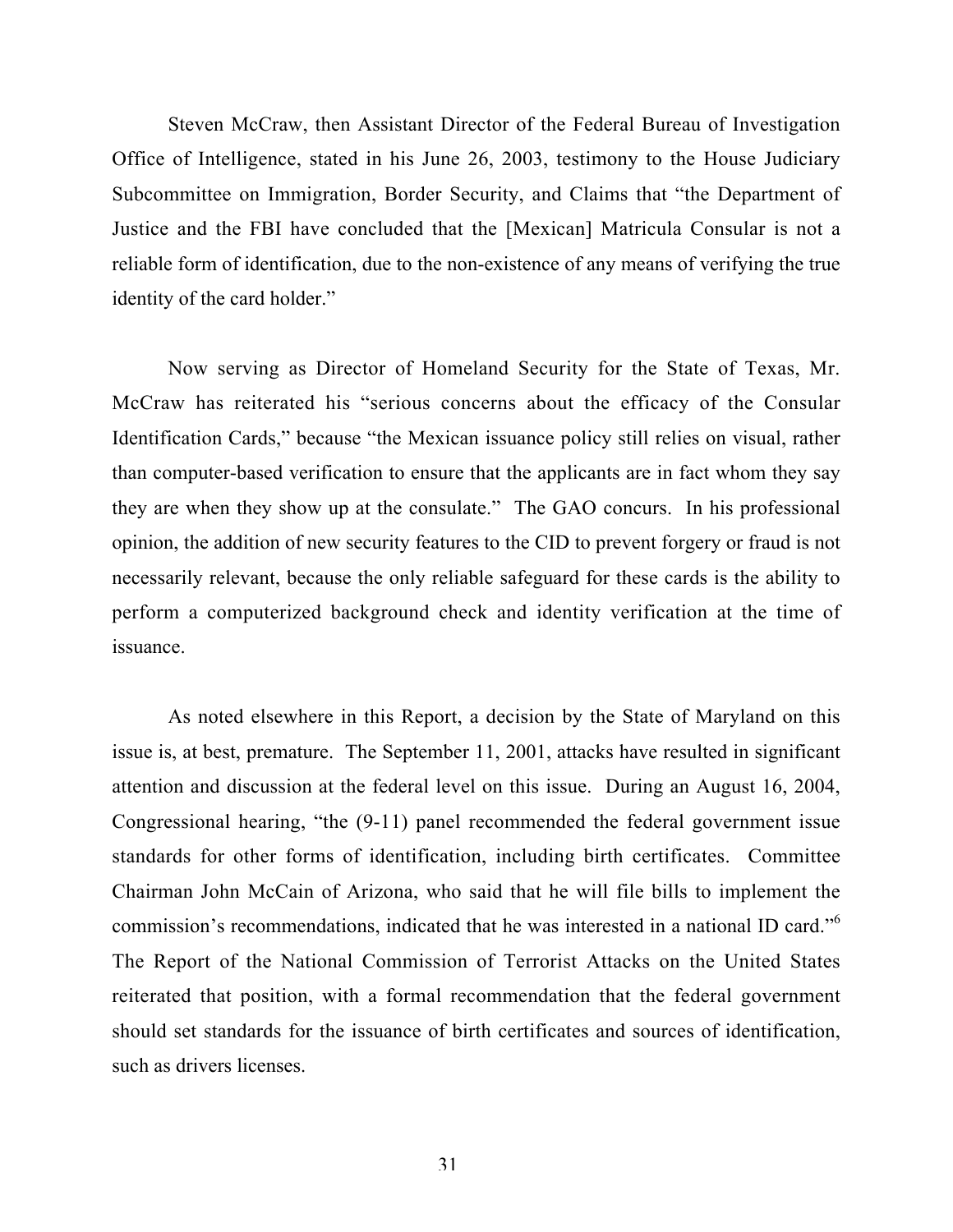Steven McCraw, then Assistant Director of the Federal Bureau of Investigation Office of Intelligence, stated in his June 26, 2003, testimony to the House Judiciary Subcommittee on Immigration, Border Security, and Claims that "the Department of Justice and the FBI have concluded that the [Mexican] Matricula Consular is not a reliable form of identification, due to the non-existence of any means of verifying the true identity of the card holder."

Now serving as Director of Homeland Security for the State of Texas, Mr. McCraw has reiterated his "serious concerns about the efficacy of the Consular Identification Cards," because "the Mexican issuance policy still relies on visual, rather than computer-based verification to ensure that the applicants are in fact whom they say they are when they show up at the consulate." The GAO concurs. In his professional opinion, the addition of new security features to the CID to prevent forgery or fraud is not necessarily relevant, because the only reliable safeguard for these cards is the ability to perform a computerized background check and identity verification at the time of issuance.

As noted elsewhere in this Report, a decision by the State of Maryland on this issue is, at best, premature. The September 11, 2001, attacks have resulted in significant attention and discussion at the federal level on this issue. During an August 16, 2004, Congressional hearing, "the (9-11) panel recommended the federal government issue standards for other forms of identification, including birth certificates. Committee Chairman John McCain of Arizona, who said that he will file bills to implement the commission's recommendations, indicated that he was interested in a national ID card."[6] The Report of the National Commission of Terrorist Attacks on the United States reiterated that position, with a formal recommendation that the federal government should set standards for the issuance of birth certificates and sources of identification, such as drivers licenses.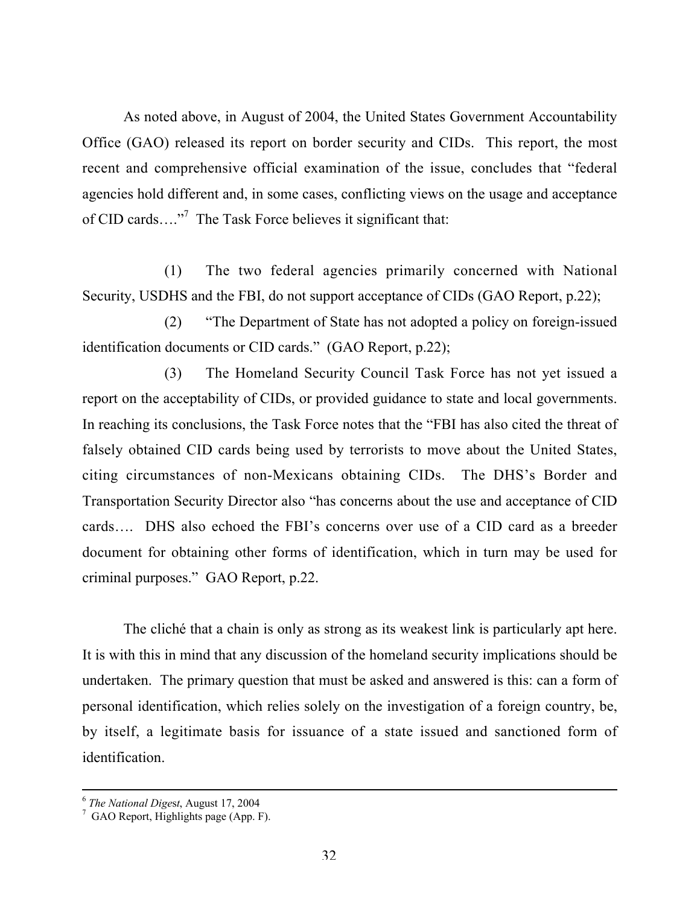As noted above, in August of 2004, the United States Government Accountability Office (GAO) released its report on border security and CIDs. This report, the most recent and comprehensive official examination of the issue, concludes that "federal agencies hold different and, in some cases, conflicting views on the usage and acceptance of CID cards…."[7] The Task Force believes it significant that:

(1) The two federal agencies primarily concerned with National Security, USDHS and the FBI, do not support acceptance of CIDs (GAO Report, p.22);

(2) "The Department of State has not adopted a policy on foreign-issued identification documents or CID cards." (GAO Report, p.22);

(3) The Homeland Security Council Task Force has not yet issued a report on the acceptability of CIDs, or provided guidance to state and local governments. In reaching its conclusions, the Task Force notes that the "FBI has also cited the threat of falsely obtained CID cards being used by terrorists to move about the United States, citing circumstances of non-Mexicans obtaining CIDs. The DHS's Border and Transportation Security Director also "has concerns about the use and acceptance of CID cards…. DHS also echoed the FBI's concerns over use of a CID card as a breeder document for obtaining other forms of identification, which in turn may be used for criminal purposes." GAO Report, p.22.

The cliché that a chain is only as strong as its weakest link is particularly apt here. It is with this in mind that any discussion of the homeland security implications should be undertaken. The primary question that must be asked and answered is this: can a form of personal identification, which relies solely on the investigation of a foreign country, be, by itself, a legitimate basis for issuance of a state issued and sanctioned form of identification.

---

[6] *The National Digest*, August 17, 2004

[7] GAO Report, Highlights page (App. F).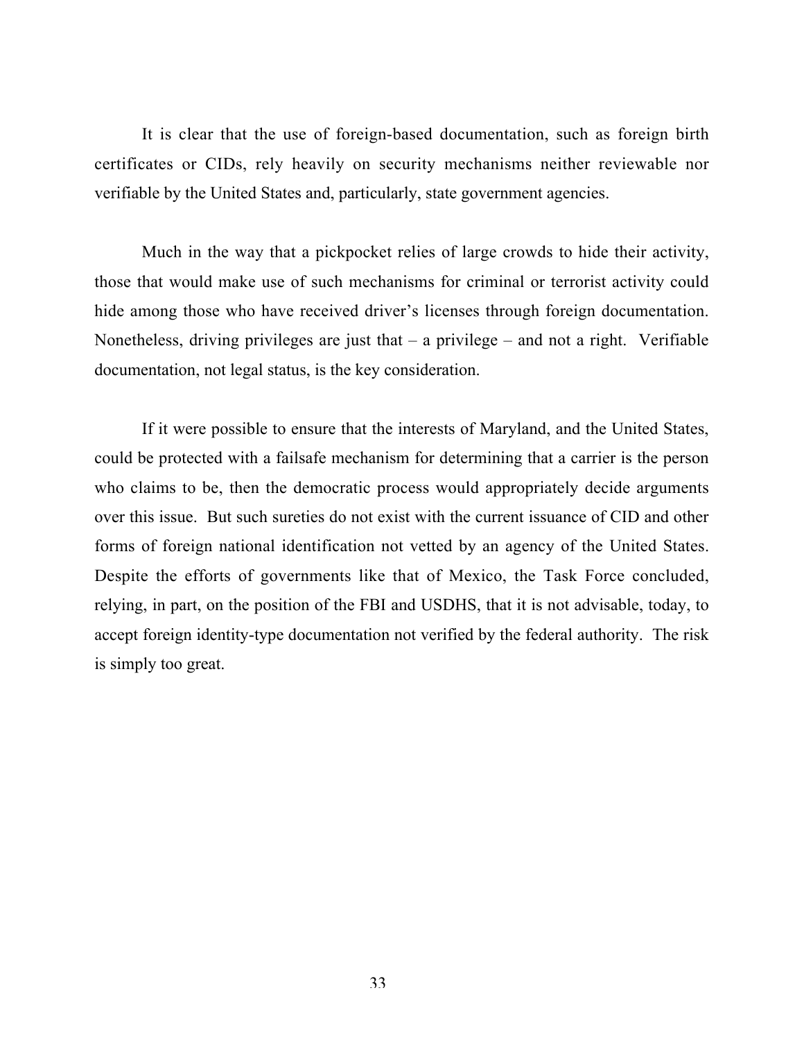It is clear that the use of foreign-based documentation, such as foreign birth certificates or CIDs, rely heavily on security mechanisms neither reviewable nor verifiable by the United States and, particularly, state government agencies.

Much in the way that a pickpocket relies of large crowds to hide their activity, those that would make use of such mechanisms for criminal or terrorist activity could hide among those who have received driver's licenses through foreign documentation. Nonetheless, driving privileges are just that – a privilege – and not a right. Verifiable documentation, not legal status, is the key consideration.

If it were possible to ensure that the interests of Maryland, and the United States, could be protected with a failsafe mechanism for determining that a carrier is the person who claims to be, then the democratic process would appropriately decide arguments over this issue. But such sureties do not exist with the current issuance of CID and other forms of foreign national identification not vetted by an agency of the United States. Despite the efforts of governments like that of Mexico, the Task Force concluded, relying, in part, on the position of the FBI and USDHS, that it is not advisable, today, to accept foreign identity-type documentation not verified by the federal authority. The risk is simply too great.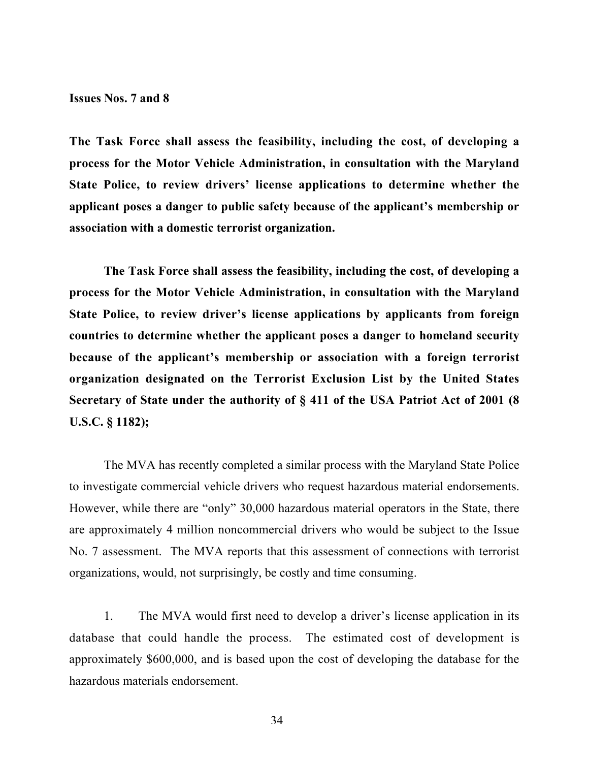**Issues Nos. 7 and 8**

**The Task Force shall assess the feasibility, including the cost, of developing a process for the Motor Vehicle Administration, in consultation with the Maryland State Police, to review drivers' license applications to determine whether the applicant poses a danger to public safety because of the applicant's membership or association with a domestic terrorist organization.**

**The Task Force shall assess the feasibility, including the cost, of developing a process for the Motor Vehicle Administration, in consultation with the Maryland State Police, to review driver's license applications by applicants from foreign countries to determine whether the applicant poses a danger to homeland security because of the applicant's membership or association with a foreign terrorist organization designated on the Terrorist Exclusion List by the United States Secretary of State under the authority of § 411 of the USA Patriot Act of 2001 (8 U.S.C. § 1182);**

The MVA has recently completed a similar process with the Maryland State Police to investigate commercial vehicle drivers who request hazardous material endorsements. However, while there are "only" 30,000 hazardous material operators in the State, there are approximately 4 million noncommercial drivers who would be subject to the Issue No. 7 assessment. The MVA reports that this assessment of connections with terrorist organizations, would, not surprisingly, be costly and time consuming.

1. The MVA would first need to develop a driver's license application in its database that could handle the process. The estimated cost of development is approximately $600,000, and is based upon the cost of developing the database for the hazardous materials endorsement.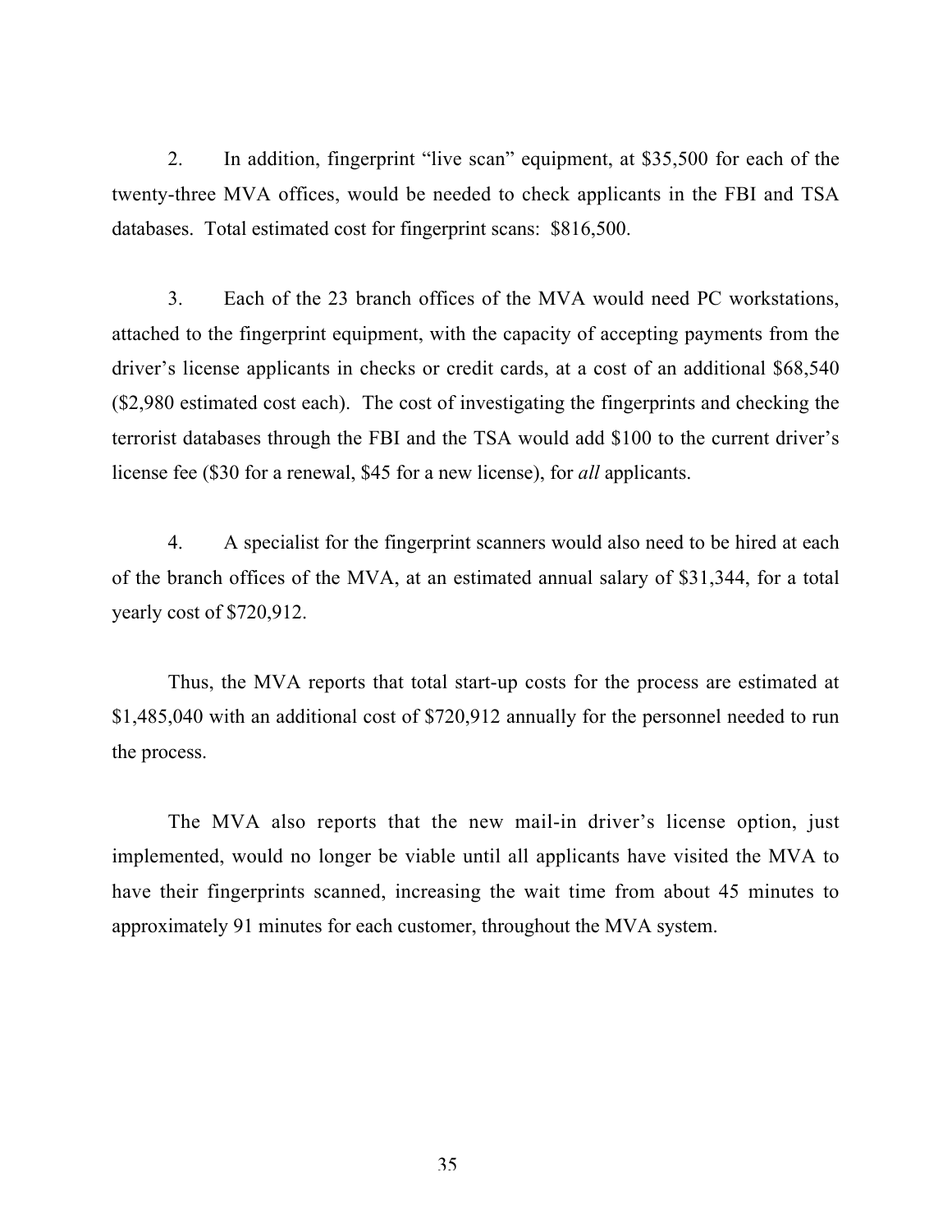2. In addition, fingerprint "live scan" equipment, at $35,500 for each of the twenty-three MVA offices, would be needed to check applicants in the FBI and TSA databases. Total estimated cost for fingerprint scans: $816,500.

3. Each of the 23 branch offices of the MVA would need PC workstations, attached to the fingerprint equipment, with the capacity of accepting payments from the driver's license applicants in checks or credit cards, at a cost of an additional $68,540 ($2,980 estimated cost each). The cost of investigating the fingerprints and checking the terrorist databases through the FBI and the TSA would add $100 to the current driver's license fee ($30 for a renewal, $45 for a new license), for *all* applicants.

4. A specialist for the fingerprint scanners would also need to be hired at each of the branch offices of the MVA, at an estimated annual salary of $31,344, for a total yearly cost of $720,912.

Thus, the MVA reports that total start-up costs for the process are estimated at $1,485,040 with an additional cost of $720,912 annually for the personnel needed to run the process.

The MVA also reports that the new mail-in driver's license option, just implemented, would no longer be viable until all applicants have visited the MVA to have their fingerprints scanned, increasing the wait time from about 45 minutes to approximately 91 minutes for each customer, throughout the MVA system.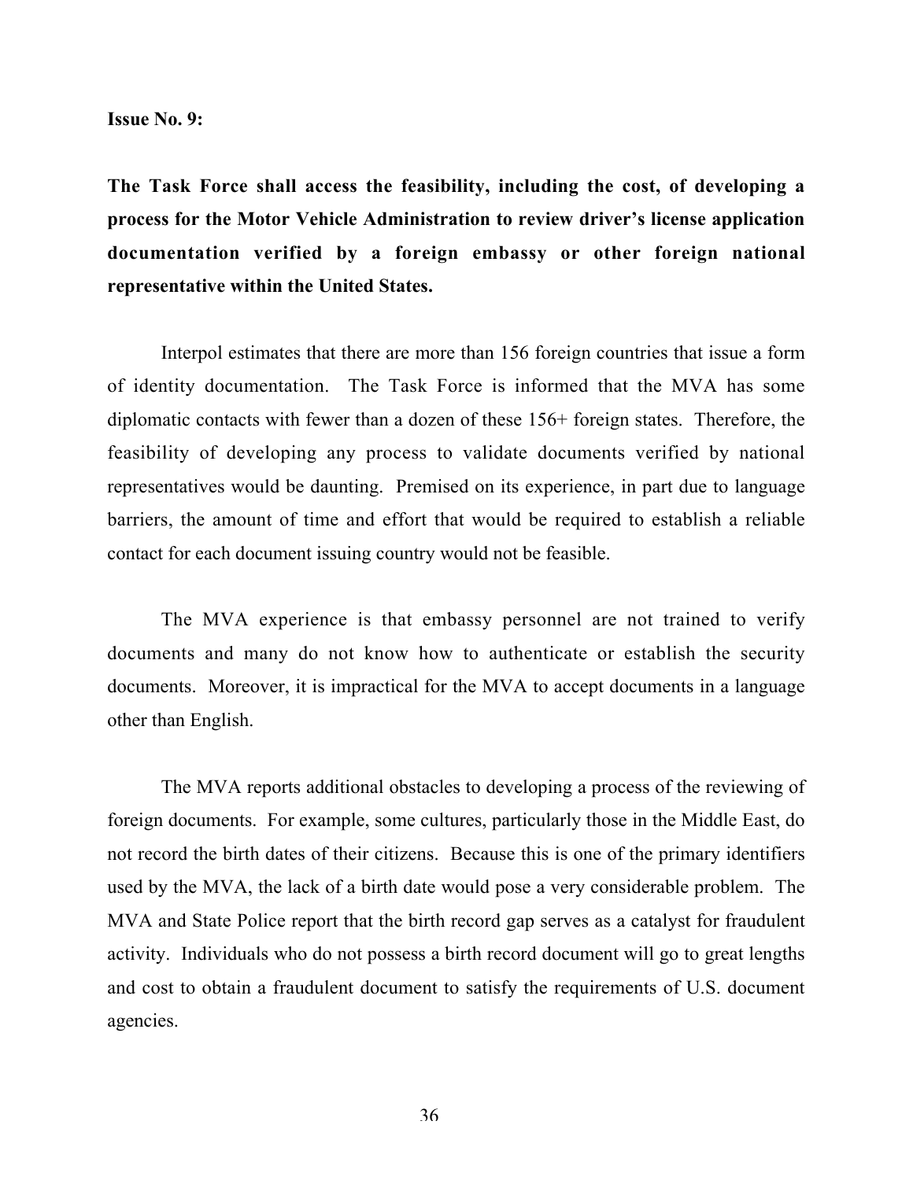**Issue No. 9:**

**The Task Force shall access the feasibility, including the cost, of developing a process for the Motor Vehicle Administration to review driver's license application documentation verified by a foreign embassy or other foreign national representative within the United States.**

Interpol estimates that there are more than 156 foreign countries that issue a form of identity documentation. The Task Force is informed that the MVA has some diplomatic contacts with fewer than a dozen of these 156+ foreign states. Therefore, the feasibility of developing any process to validate documents verified by national representatives would be daunting. Premised on its experience, in part due to language barriers, the amount of time and effort that would be required to establish a reliable contact for each document issuing country would not be feasible.

The MVA experience is that embassy personnel are not trained to verify documents and many do not know how to authenticate or establish the security documents. Moreover, it is impractical for the MVA to accept documents in a language other than English.

The MVA reports additional obstacles to developing a process of the reviewing of foreign documents. For example, some cultures, particularly those in the Middle East, do not record the birth dates of their citizens. Because this is one of the primary identifiers used by the MVA, the lack of a birth date would pose a very considerable problem. The MVA and State Police report that the birth record gap serves as a catalyst for fraudulent activity. Individuals who do not possess a birth record document will go to great lengths and cost to obtain a fraudulent document to satisfy the requirements of U.S. document agencies.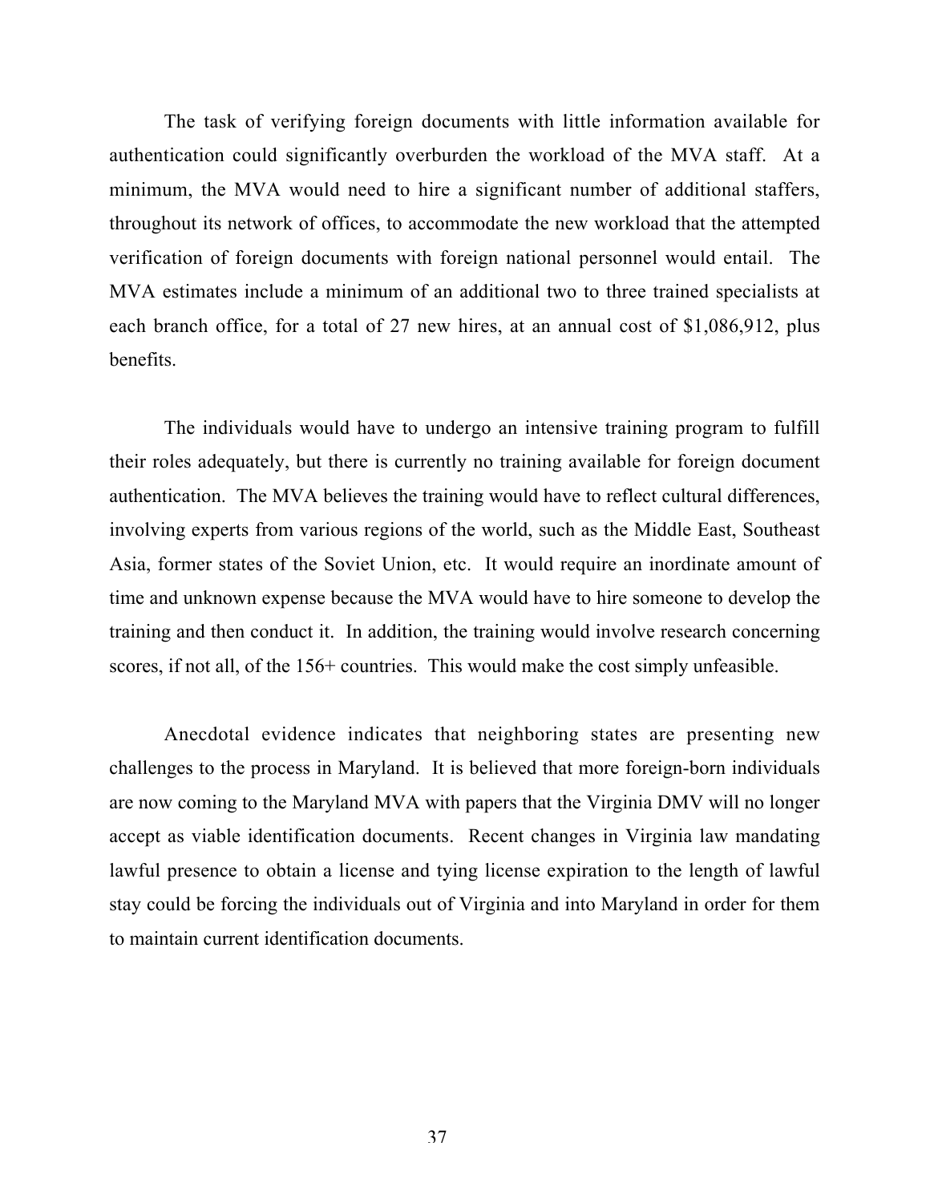The task of verifying foreign documents with little information available for authentication could significantly overburden the workload of the MVA staff. At a minimum, the MVA would need to hire a significant number of additional staffers, throughout its network of offices, to accommodate the new workload that the attempted verification of foreign documents with foreign national personnel would entail. The MVA estimates include a minimum of an additional two to three trained specialists at each branch office, for a total of 27 new hires, at an annual cost of $1,086,912, plus benefits.

The individuals would have to undergo an intensive training program to fulfill their roles adequately, but there is currently no training available for foreign document authentication. The MVA believes the training would have to reflect cultural differences, involving experts from various regions of the world, such as the Middle East, Southeast Asia, former states of the Soviet Union, etc. It would require an inordinate amount of time and unknown expense because the MVA would have to hire someone to develop the training and then conduct it. In addition, the training would involve research concerning scores, if not all, of the 156+ countries. This would make the cost simply unfeasible.

Anecdotal evidence indicates that neighboring states are presenting new challenges to the process in Maryland. It is believed that more foreign-born individuals are now coming to the Maryland MVA with papers that the Virginia DMV will no longer accept as viable identification documents. Recent changes in Virginia law mandating lawful presence to obtain a license and tying license expiration to the length of lawful stay could be forcing the individuals out of Virginia and into Maryland in order for them to maintain current identification documents.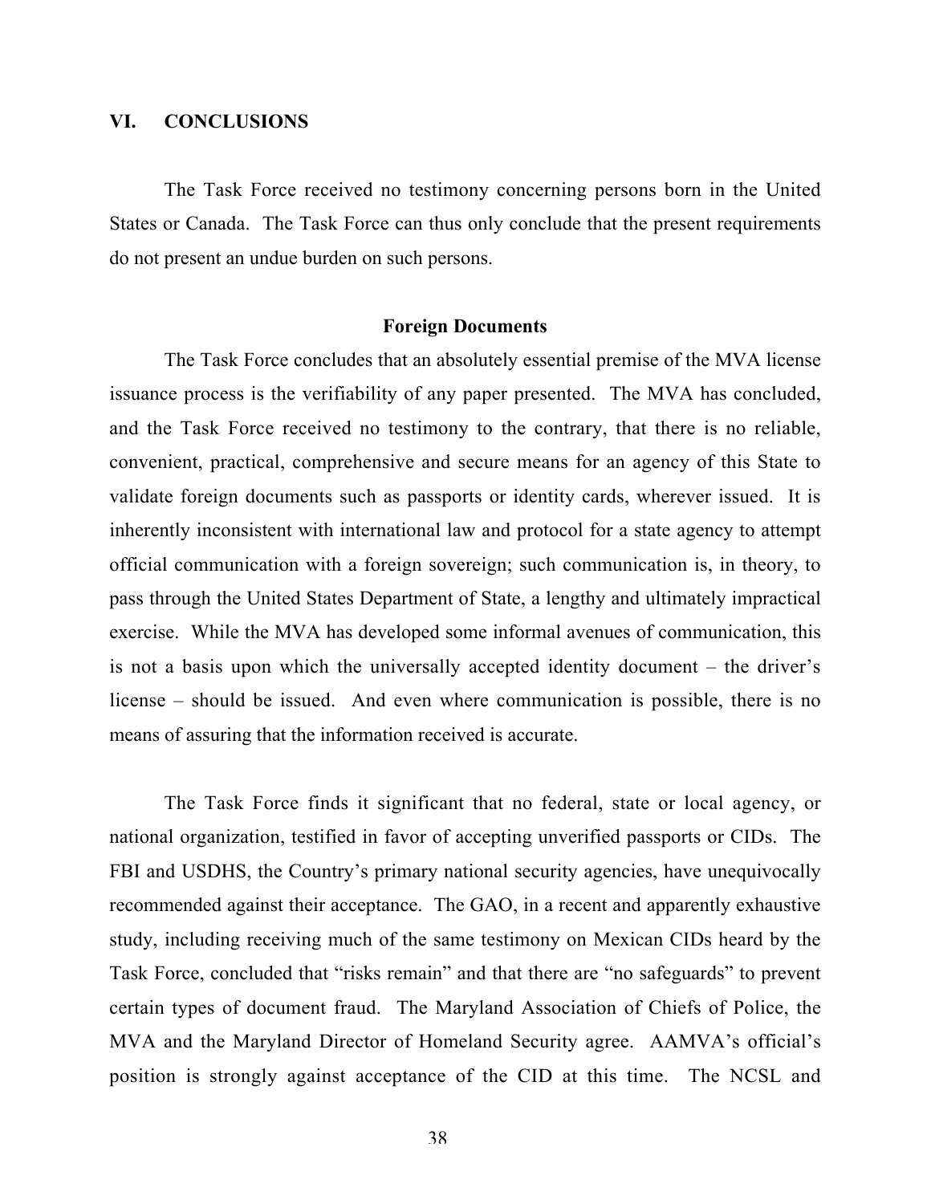## VI. CONCLUSIONS

The Task Force received no testimony concerning persons born in the United States or Canada. The Task Force can thus only conclude that the present requirements do not present an undue burden on such persons.

### Foreign Documents

The Task Force concludes that an absolutely essential premise of the MVA license issuance process is the verifiability of any paper presented. The MVA has concluded, and the Task Force received no testimony to the contrary, that there is no reliable, convenient, practical, comprehensive and secure means for an agency of this State to validate foreign documents such as passports or identity cards, wherever issued. It is inherently inconsistent with international law and protocol for a state agency to attempt official communication with a foreign sovereign; such communication is, in theory, to pass through the United States Department of State, a lengthy and ultimately impractical exercise. While the MVA has developed some informal avenues of communication, this is not a basis upon which the universally accepted identity document – the driver's license – should be issued. And even where communication is possible, there is no means of assuring that the information received is accurate.

The Task Force finds it significant that no federal, state or local agency, or national organization, testified in favor of accepting unverified passports or CIDs. The FBI and USDHS, the Country's primary national security agencies, have unequivocally recommended against their acceptance. The GAO, in a recent and apparently exhaustive study, including receiving much of the same testimony on Mexican CIDs heard by the Task Force, concluded that "risks remain" and that there are "no safeguards" to prevent certain types of document fraud. The Maryland Association of Chiefs of Police, the MVA and the Maryland Director of Homeland Security agree. AAMVA's official's position is strongly against acceptance of the CID at this time. The NCSL and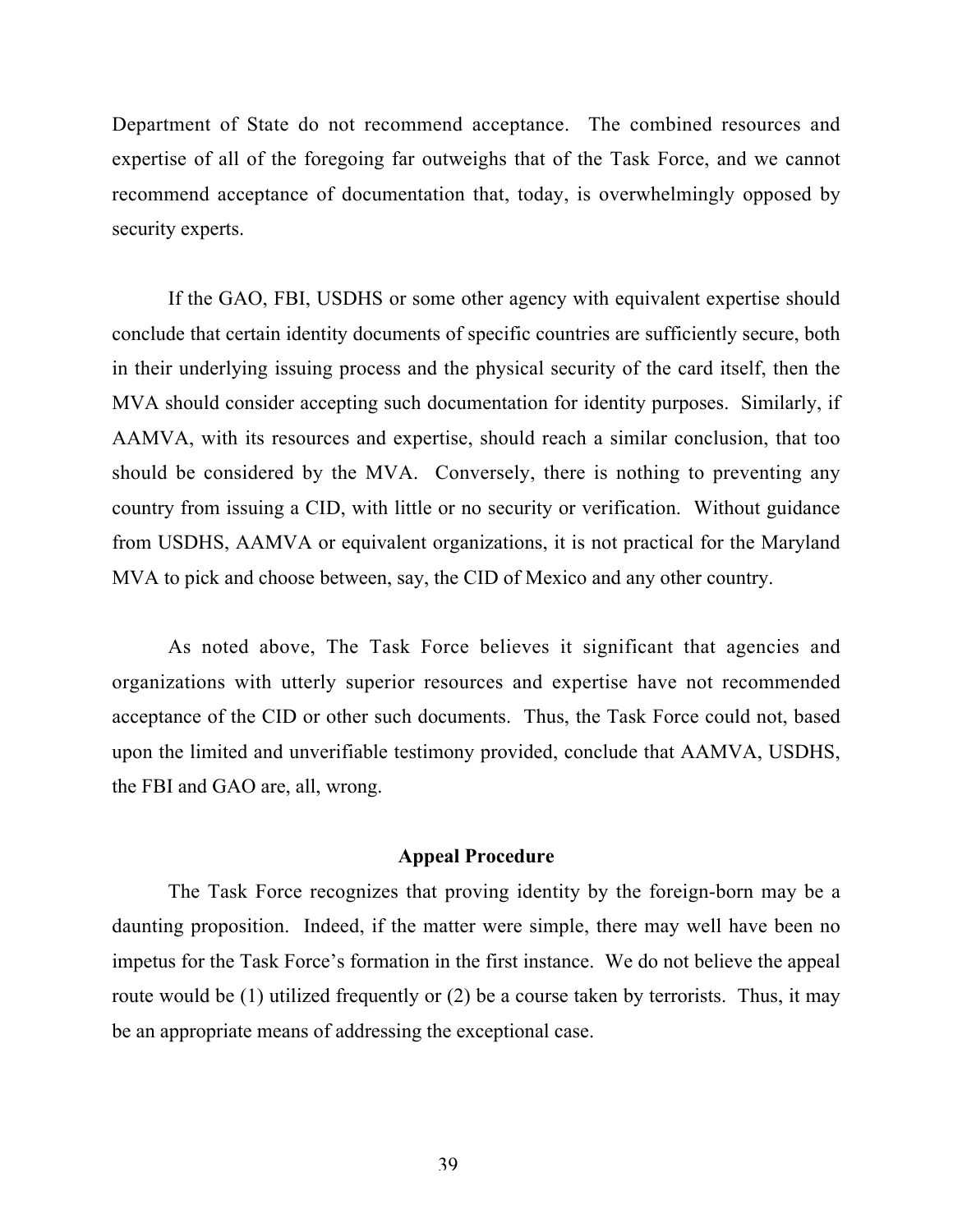Department of State do not recommend acceptance. The combined resources and expertise of all of the foregoing far outweighs that of the Task Force, and we cannot recommend acceptance of documentation that, today, is overwhelmingly opposed by security experts.

If the GAO, FBI, USDHS or some other agency with equivalent expertise should conclude that certain identity documents of specific countries are sufficiently secure, both in their underlying issuing process and the physical security of the card itself, then the MVA should consider accepting such documentation for identity purposes. Similarly, if AAMVA, with its resources and expertise, should reach a similar conclusion, that too should be considered by the MVA. Conversely, there is nothing to preventing any country from issuing a CID, with little or no security or verification. Without guidance from USDHS, AAMVA or equivalent organizations, it is not practical for the Maryland MVA to pick and choose between, say, the CID of Mexico and any other country.

As noted above, The Task Force believes it significant that agencies and organizations with utterly superior resources and expertise have not recommended acceptance of the CID or other such documents. Thus, the Task Force could not, based upon the limited and unverifiable testimony provided, conclude that AAMVA, USDHS, the FBI and GAO are, all, wrong.

## Appeal Procedure

The Task Force recognizes that proving identity by the foreign-born may be a daunting proposition. Indeed, if the matter were simple, there may well have been no impetus for the Task Force's formation in the first instance. We do not believe the appeal route would be (1) utilized frequently or (2) be a course taken by terrorists. Thus, it may be an appropriate means of addressing the exceptional case.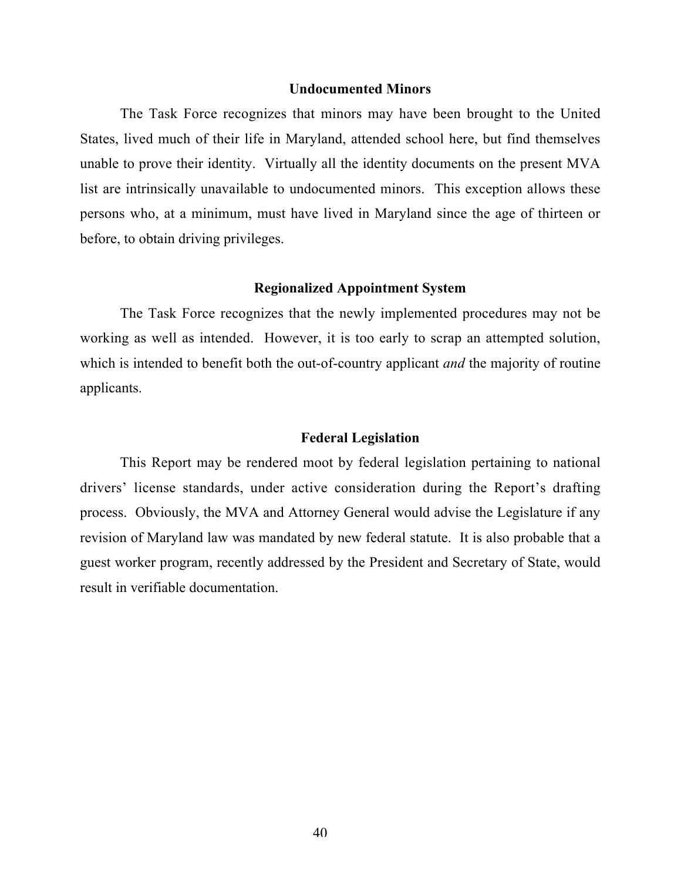### Undocumented Minors

The Task Force recognizes that minors may have been brought to the United States, lived much of their life in Maryland, attended school here, but find themselves unable to prove their identity. Virtually all the identity documents on the present MVA list are intrinsically unavailable to undocumented minors. This exception allows these persons who, at a minimum, must have lived in Maryland since the age of thirteen or before, to obtain driving privileges.

### Regionalized Appointment System

The Task Force recognizes that the newly implemented procedures may not be working as well as intended. However, it is too early to scrap an attempted solution, which is intended to benefit both the out-of-country applicant *and* the majority of routine applicants.

### Federal Legislation

This Report may be rendered moot by federal legislation pertaining to national drivers' license standards, under active consideration during the Report's drafting process. Obviously, the MVA and Attorney General would advise the Legislature if any revision of Maryland law was mandated by new federal statute. It is also probable that a guest worker program, recently addressed by the President and Secretary of State, would result in verifiable documentation.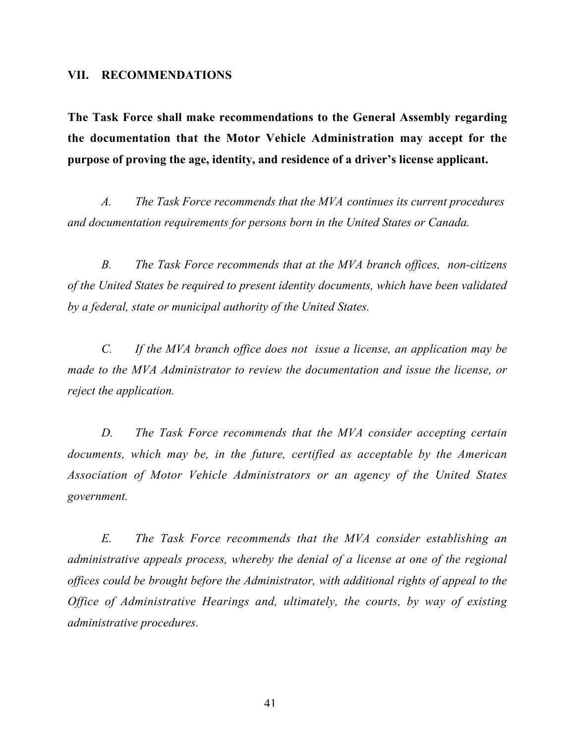## VII. RECOMMENDATIONS

**The Task Force shall make recommendations to the General Assembly regarding the documentation that the Motor Vehicle Administration may accept for the purpose of proving the age, identity, and residence of a driver's license applicant.**

*A. The Task Force recommends that the MVA continues its current procedures and documentation requirements for persons born in the United States or Canada.*

*B. The Task Force recommends that at the MVA branch offices, non-citizens of the United States be required to present identity documents, which have been validated by a federal, state or municipal authority of the United States.*

*C. If the MVA branch office does not issue a license, an application may be made to the MVA Administrator to review the documentation and issue the license, or reject the application.*

*D. The Task Force recommends that the MVA consider accepting certain documents, which may be, in the future, certified as acceptable by the American Association of Motor Vehicle Administrators or an agency of the United States government.*

*E. The Task Force recommends that the MVA consider establishing an administrative appeals process, whereby the denial of a license at one of the regional offices could be brought before the Administrator, with additional rights of appeal to the Office of Administrative Hearings and, ultimately, the courts, by way of existing administrative procedures.*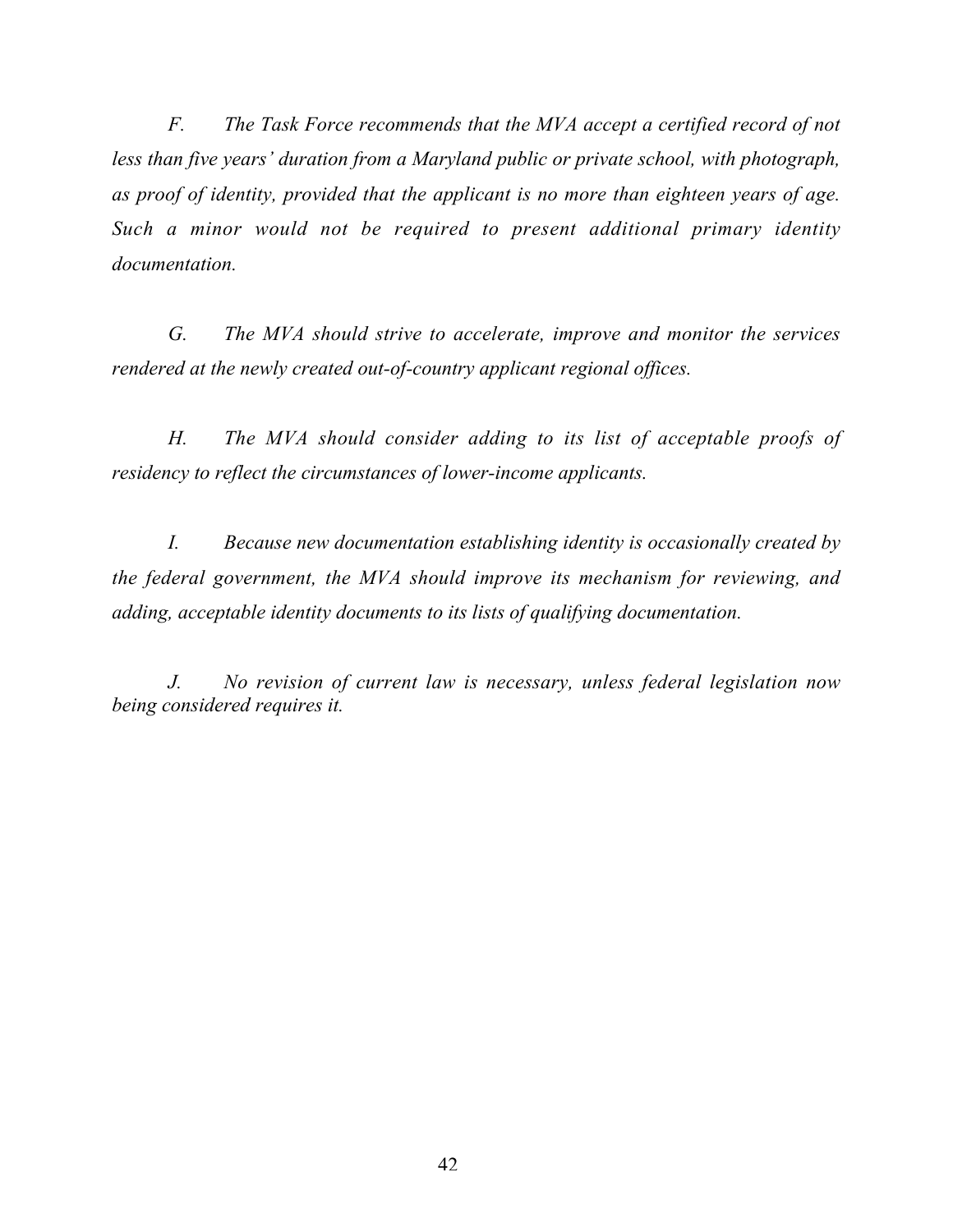*F. The Task Force recommends that the MVA accept a certified record of not less than five years' duration from a Maryland public or private school, with photograph, as proof of identity, provided that the applicant is no more than eighteen years of age. Such a minor would not be required to present additional primary identity documentation.*

*G. The MVA should strive to accelerate, improve and monitor the services rendered at the newly created out-of-country applicant regional offices.*

*H. The MVA should consider adding to its list of acceptable proofs of residency to reflect the circumstances of lower-income applicants.*

*I. Because new documentation establishing identity is occasionally created by the federal government, the MVA should improve its mechanism for reviewing, and adding, acceptable identity documents to its lists of qualifying documentation.*

*J. No revision of current law is necessary, unless federal legislation now being considered requires it.*